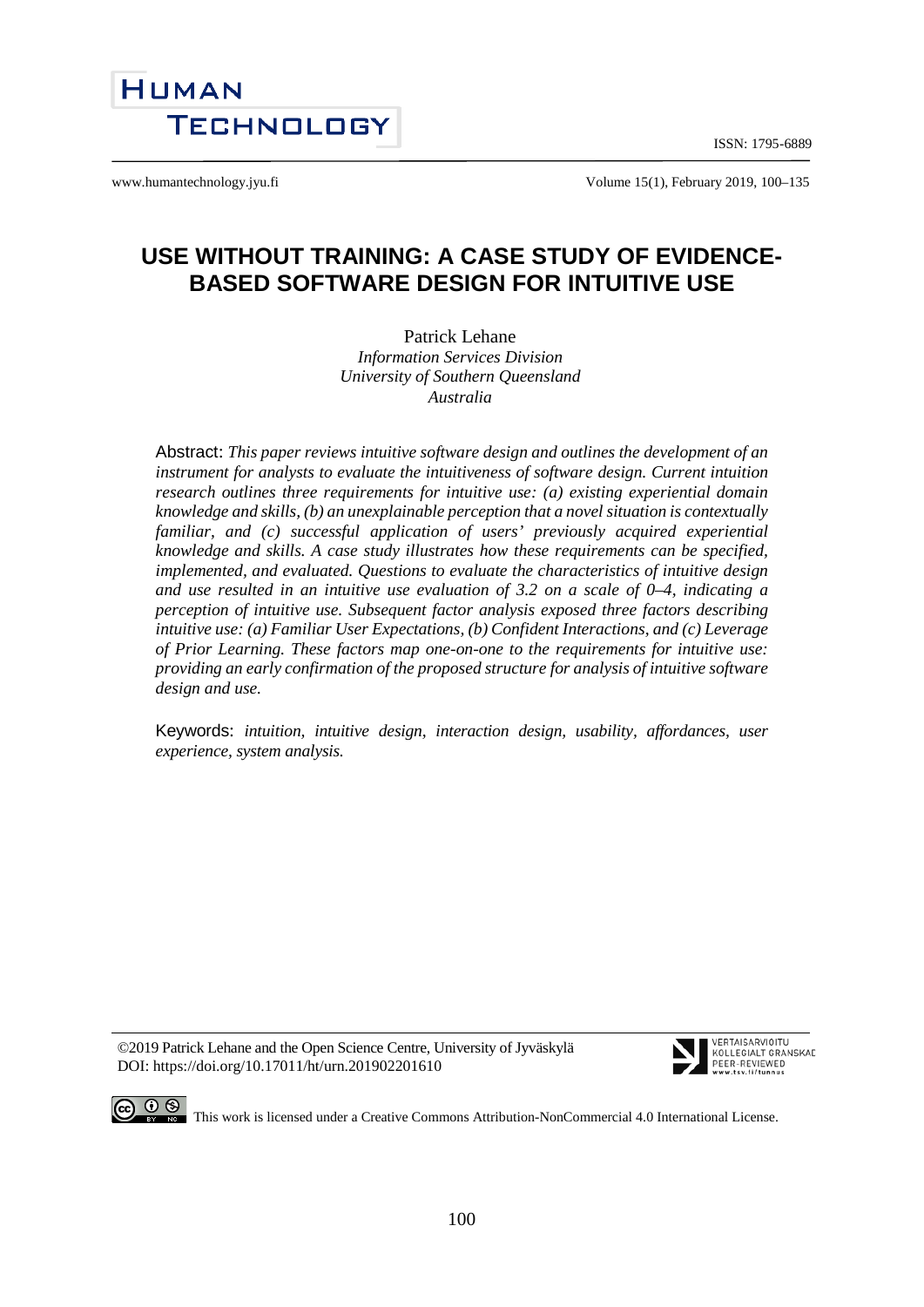# USE WITHOUT TRAINING: A CASE STUDY OF EVIDENCE-BASED SOFTWARE DESIGN FOR INTUITIVE USE

Patrick Lehane
*Information Services Division*
*University of Southern Queensland*
*Australia*

Abstract: *This paper reviews intuitive software design and outlines the development of an instrument for analysts to evaluate the intuitiveness of software design. Current intuition research outlines three requirements for intuitive use: (a) existing experiential domain knowledge and skills, (b) an unexplainable perception that a novel situation is contextually familiar, and (c) successful application of users' previously acquired experiential knowledge and skills. A case study illustrates how these requirements can be specified, implemented, and evaluated. Questions to evaluate the characteristics of intuitive design and use resulted in an intuitive use evaluation of 3.2 on a scale of 0–4, indicating a perception of intuitive use. Subsequent factor analysis exposed three factors describing intuitive use: (a) Familiar User Expectations, (b) Confident Interactions, and (c) Leverage of Prior Learning. These factors map one-on-one to the requirements for intuitive use: providing an early confirmation of the proposed structure for analysis of intuitive software design and use.*

Keywords: *intuition, intuitive design, interaction design, usability, affordances, user experience, system analysis.*

©2019 Patrick Lehane and the Open Science Centre, University of Jyväskylä
DOI: https://doi.org/10.17011/ht/urn.201902201610

This work is licensed under a Creative Commons Attribution-NonCommercial 4.0 International License.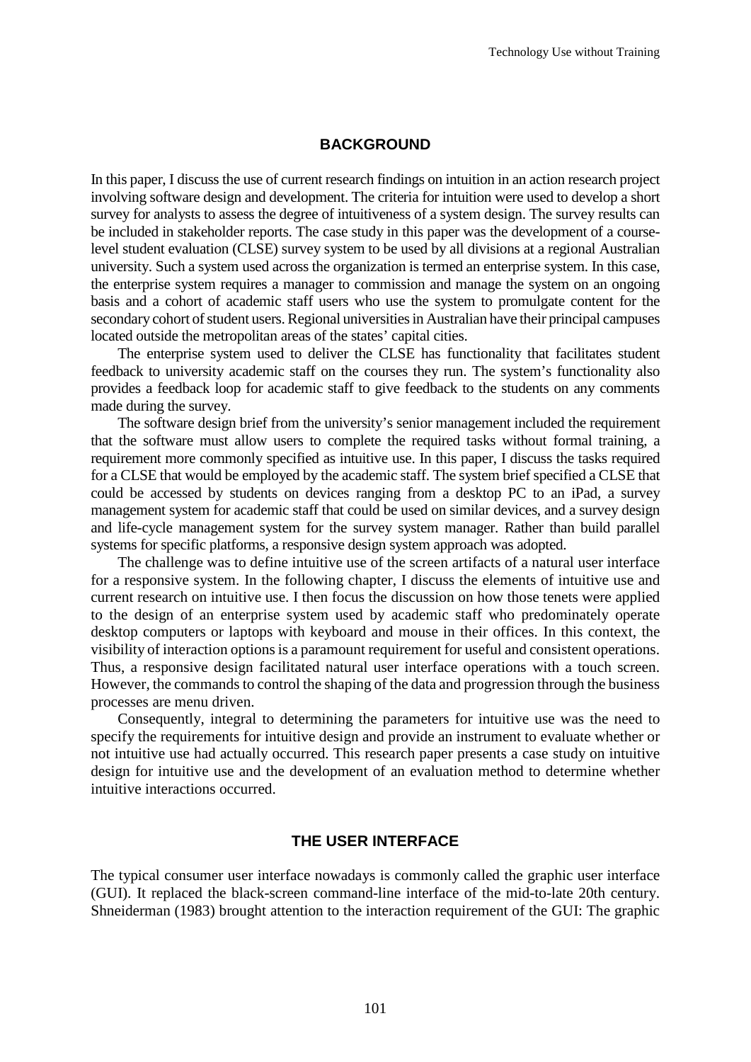## BACKGROUND

In this paper, I discuss the use of current research findings on intuition in an action research project involving software design and development. The criteria for intuition were used to develop a short survey for analysts to assess the degree of intuitiveness of a system design. The survey results can be included in stakeholder reports. The case study in this paper was the development of a course-level student evaluation (CLSE) survey system to be used by all divisions at a regional Australian university. Such a system used across the organization is termed an enterprise system. In this case, the enterprise system requires a manager to commission and manage the system on an ongoing basis and a cohort of academic staff users who use the system to promulgate content for the secondary cohort of student users. Regional universities in Australian have their principal campuses located outside the metropolitan areas of the states' capital cities.

The enterprise system used to deliver the CLSE has functionality that facilitates student feedback to university academic staff on the courses they run. The system's functionality also provides a feedback loop for academic staff to give feedback to the students on any comments made during the survey.

The software design brief from the university's senior management included the requirement that the software must allow users to complete the required tasks without formal training, a requirement more commonly specified as intuitive use. In this paper, I discuss the tasks required for a CLSE that would be employed by the academic staff. The system brief specified a CLSE that could be accessed by students on devices ranging from a desktop PC to an iPad, a survey management system for academic staff that could be used on similar devices, and a survey design and life-cycle management system for the survey system manager. Rather than build parallel systems for specific platforms, a responsive design system approach was adopted.

The challenge was to define intuitive use of the screen artifacts of a natural user interface for a responsive system. In the following chapter, I discuss the elements of intuitive use and current research on intuitive use. I then focus the discussion on how those tenets were applied to the design of an enterprise system used by academic staff who predominately operate desktop computers or laptops with keyboard and mouse in their offices. In this context, the visibility of interaction options is a paramount requirement for useful and consistent operations. Thus, a responsive design facilitated natural user interface operations with a touch screen. However, the commands to control the shaping of the data and progression through the business processes are menu driven.

Consequently, integral to determining the parameters for intuitive use was the need to specify the requirements for intuitive design and provide an instrument to evaluate whether or not intuitive use had actually occurred. This research paper presents a case study on intuitive design for intuitive use and the development of an evaluation method to determine whether intuitive interactions occurred.

## THE USER INTERFACE

The typical consumer user interface nowadays is commonly called the graphic user interface (GUI). It replaced the black-screen command-line interface of the mid-to-late 20th century. Shneiderman (1983) brought attention to the interaction requirement of the GUI: The graphic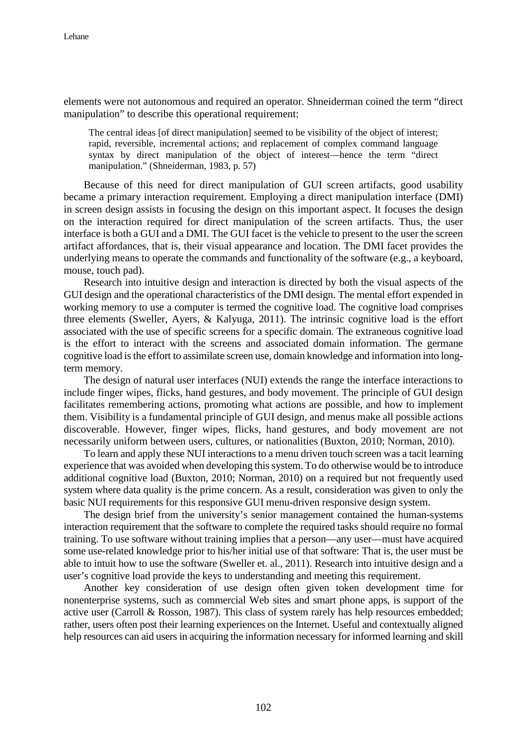elements were not autonomous and required an operator. Shneiderman coined the term "direct manipulation" to describe this operational requirement:

> The central ideas [of direct manipulation] seemed to be visibility of the object of interest; rapid, reversible, incremental actions; and replacement of complex command language syntax by direct manipulation of the object of interest—hence the term "direct manipulation." (Shneiderman, 1983, p. 57)

Because of this need for direct manipulation of GUI screen artifacts, good usability became a primary interaction requirement. Employing a direct manipulation interface (DMI) in screen design assists in focusing the design on this important aspect. It focuses the design on the interaction required for direct manipulation of the screen artifacts. Thus, the user interface is both a GUI and a DMI. The GUI facet is the vehicle to present to the user the screen artifact affordances, that is, their visual appearance and location. The DMI facet provides the underlying means to operate the commands and functionality of the software (e.g., a keyboard, mouse, touch pad).

Research into intuitive design and interaction is directed by both the visual aspects of the GUI design and the operational characteristics of the DMI design. The mental effort expended in working memory to use a computer is termed the cognitive load. The cognitive load comprises three elements (Sweller, Ayers, & Kalyuga, 2011). The intrinsic cognitive load is the effort associated with the use of specific screens for a specific domain. The extraneous cognitive load is the effort to interact with the screens and associated domain information. The germane cognitive load is the effort to assimilate screen use, domain knowledge and information into long-term memory.

The design of natural user interfaces (NUI) extends the range the interface interactions to include finger wipes, flicks, hand gestures, and body movement. The principle of GUI design facilitates remembering actions, promoting what actions are possible, and how to implement them. Visibility is a fundamental principle of GUI design, and menus make all possible actions discoverable. However, finger wipes, flicks, hand gestures, and body movement are not necessarily uniform between users, cultures, or nationalities (Buxton, 2010; Norman, 2010).

To learn and apply these NUI interactions to a menu driven touch screen was a tacit learning experience that was avoided when developing this system. To do otherwise would be to introduce additional cognitive load (Buxton, 2010; Norman, 2010) on a required but not frequently used system where data quality is the prime concern. As a result, consideration was given to only the basic NUI requirements for this responsive GUI menu-driven responsive design system.

The design brief from the university's senior management contained the human-systems interaction requirement that the software to complete the required tasks should require no formal training. To use software without training implies that a person—any user—must have acquired some use-related knowledge prior to his/her initial use of that software: That is, the user must be able to intuit how to use the software (Sweller et. al., 2011). Research into intuitive design and a user's cognitive load provide the keys to understanding and meeting this requirement.

Another key consideration of use design often given token development time for nonenterprise systems, such as commercial Web sites and smart phone apps, is support of the active user (Carroll & Rosson, 1987). This class of system rarely has help resources embedded; rather, users often post their learning experiences on the Internet. Useful and contextually aligned help resources can aid users in acquiring the information necessary for informed learning and skill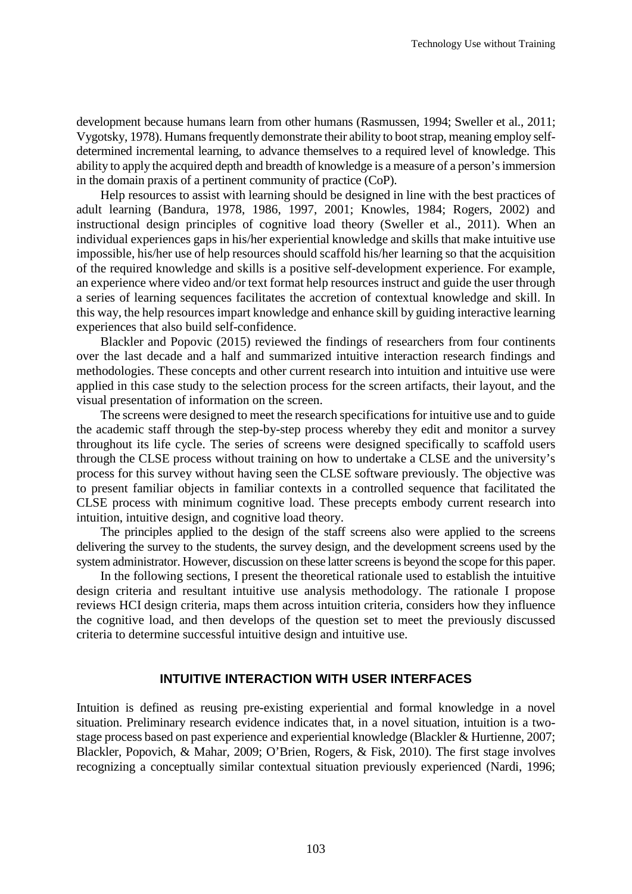development because humans learn from other humans (Rasmussen, 1994; Sweller et al., 2011; Vygotsky, 1978). Humans frequently demonstrate their ability to boot strap, meaning employ self-determined incremental learning, to advance themselves to a required level of knowledge. This ability to apply the acquired depth and breadth of knowledge is a measure of a person's immersion in the domain praxis of a pertinent community of practice (CoP).

Help resources to assist with learning should be designed in line with the best practices of adult learning (Bandura, 1978, 1986, 1997, 2001; Knowles, 1984; Rogers, 2002) and instructional design principles of cognitive load theory (Sweller et al., 2011). When an individual experiences gaps in his/her experiential knowledge and skills that make intuitive use impossible, his/her use of help resources should scaffold his/her learning so that the acquisition of the required knowledge and skills is a positive self-development experience. For example, an experience where video and/or text format help resources instruct and guide the user through a series of learning sequences facilitates the accretion of contextual knowledge and skill. In this way, the help resources impart knowledge and enhance skill by guiding interactive learning experiences that also build self-confidence.

Blackler and Popovic (2015) reviewed the findings of researchers from four continents over the last decade and a half and summarized intuitive interaction research findings and methodologies. These concepts and other current research into intuition and intuitive use were applied in this case study to the selection process for the screen artifacts, their layout, and the visual presentation of information on the screen.

The screens were designed to meet the research specifications for intuitive use and to guide the academic staff through the step-by-step process whereby they edit and monitor a survey throughout its life cycle. The series of screens were designed specifically to scaffold users through the CLSE process without training on how to undertake a CLSE and the university's process for this survey without having seen the CLSE software previously. The objective was to present familiar objects in familiar contexts in a controlled sequence that facilitated the CLSE process with minimum cognitive load. These precepts embody current research into intuition, intuitive design, and cognitive load theory.

The principles applied to the design of the staff screens also were applied to the screens delivering the survey to the students, the survey design, and the development screens used by the system administrator. However, discussion on these latter screens is beyond the scope for this paper.

In the following sections, I present the theoretical rationale used to establish the intuitive design criteria and resultant intuitive use analysis methodology. The rationale I propose reviews HCI design criteria, maps them across intuition criteria, considers how they influence the cognitive load, and then develops of the question set to meet the previously discussed criteria to determine successful intuitive design and intuitive use.

## INTUITIVE INTERACTION WITH USER INTERFACES

Intuition is defined as reusing pre-existing experiential and formal knowledge in a novel situation. Preliminary research evidence indicates that, in a novel situation, intuition is a two-stage process based on past experience and experiential knowledge (Blackler & Hurtienne, 2007; Blackler, Popovich, & Mahar, 2009; O'Brien, Rogers, & Fisk, 2010). The first stage involves recognizing a conceptually similar contextual situation previously experienced (Nardi, 1996;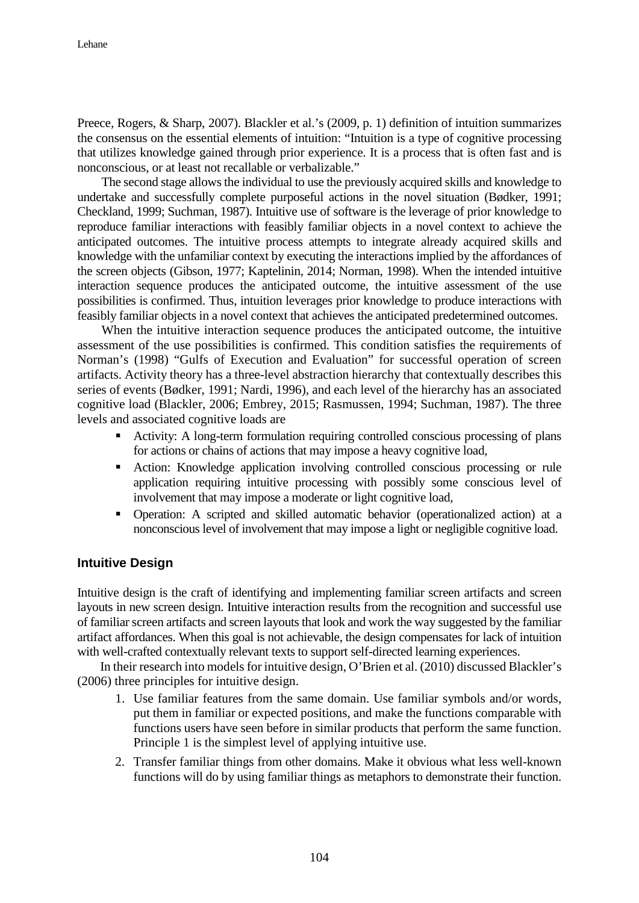Preece, Rogers, & Sharp, 2007). Blackler et al.'s (2009, p. 1) definition of intuition summarizes the consensus on the essential elements of intuition: "Intuition is a type of cognitive processing that utilizes knowledge gained through prior experience. It is a process that is often fast and is nonconscious, or at least not recallable or verbalizable."

The second stage allows the individual to use the previously acquired skills and knowledge to undertake and successfully complete purposeful actions in the novel situation (Bødker, 1991; Checkland, 1999; Suchman, 1987). Intuitive use of software is the leverage of prior knowledge to reproduce familiar interactions with feasibly familiar objects in a novel context to achieve the anticipated outcomes. The intuitive process attempts to integrate already acquired skills and knowledge with the unfamiliar context by executing the interactions implied by the affordances of the screen objects (Gibson, 1977; Kaptelinin, 2014; Norman, 1998). When the intended intuitive interaction sequence produces the anticipated outcome, the intuitive assessment of the use possibilities is confirmed. Thus, intuition leverages prior knowledge to produce interactions with feasibly familiar objects in a novel context that achieves the anticipated predetermined outcomes.

When the intuitive interaction sequence produces the anticipated outcome, the intuitive assessment of the use possibilities is confirmed. This condition satisfies the requirements of Norman's (1998) "Gulfs of Execution and Evaluation" for successful operation of screen artifacts. Activity theory has a three-level abstraction hierarchy that contextually describes this series of events (Bødker, 1991; Nardi, 1996), and each level of the hierarchy has an associated cognitive load (Blackler, 2006; Embrey, 2015; Rasmussen, 1994; Suchman, 1987). The three levels and associated cognitive loads are

- Activity: A long-term formulation requiring controlled conscious processing of plans for actions or chains of actions that may impose a heavy cognitive load,
- Action: Knowledge application involving controlled conscious processing or rule application requiring intuitive processing with possibly some conscious level of involvement that may impose a moderate or light cognitive load,
- Operation: A scripted and skilled automatic behavior (operationalized action) at a nonconscious level of involvement that may impose a light or negligible cognitive load.

## Intuitive Design

Intuitive design is the craft of identifying and implementing familiar screen artifacts and screen layouts in new screen design. Intuitive interaction results from the recognition and successful use of familiar screen artifacts and screen layouts that look and work the way suggested by the familiar artifact affordances. When this goal is not achievable, the design compensates for lack of intuition with well-crafted contextually relevant texts to support self-directed learning experiences.

In their research into models for intuitive design, O'Brien et al. (2010) discussed Blackler's (2006) three principles for intuitive design.

1. Use familiar features from the same domain. Use familiar symbols and/or words, put them in familiar or expected positions, and make the functions comparable with functions users have seen before in similar products that perform the same function. Principle 1 is the simplest level of applying intuitive use.
2. Transfer familiar things from other domains. Make it obvious what less well-known functions will do by using familiar things as metaphors to demonstrate their function.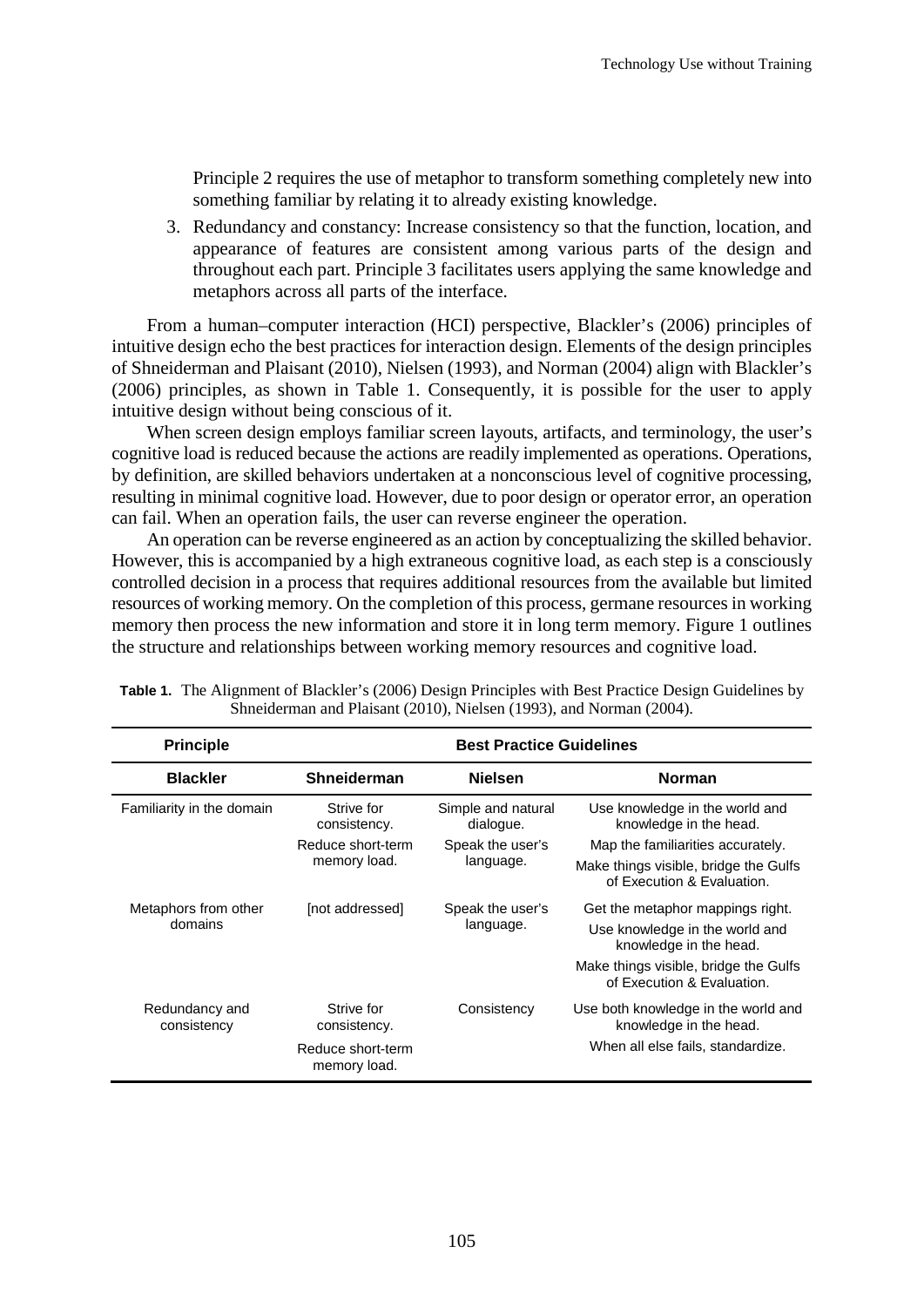Principle 2 requires the use of metaphor to transform something completely new into something familiar by relating it to already existing knowledge.

3. Redundancy and constancy: Increase consistency so that the function, location, and appearance of features are consistent among various parts of the design and throughout each part. Principle 3 facilitates users applying the same knowledge and metaphors across all parts of the interface.

From a human–computer interaction (HCI) perspective, Blackler's (2006) principles of intuitive design echo the best practices for interaction design. Elements of the design principles of Shneiderman and Plaisant (2010), Nielsen (1993), and Norman (2004) align with Blackler's (2006) principles, as shown in Table 1. Consequently, it is possible for the user to apply intuitive design without being conscious of it.

When screen design employs familiar screen layouts, artifacts, and terminology, the user's cognitive load is reduced because the actions are readily implemented as operations. Operations, by definition, are skilled behaviors undertaken at a nonconscious level of cognitive processing, resulting in minimal cognitive load. However, due to poor design or operator error, an operation can fail. When an operation fails, the user can reverse engineer the operation.

An operation can be reverse engineered as an action by conceptualizing the skilled behavior. However, this is accompanied by a high extraneous cognitive load, as each step is a consciously controlled decision in a process that requires additional resources from the available but limited resources of working memory. On the completion of this process, germane resources in working memory then process the new information and store it in long term memory. Figure 1 outlines the structure and relationships between working memory resources and cognitive load.

**Table 1.** The Alignment of Blackler's (2006) Design Principles with Best Practice Design Guidelines by Shneiderman and Plaisant (2010), Nielsen (1993), and Norman (2004).

| **Principle** | **Best Practice Guidelines** | | |
|---|---|---|---|
| **Blackler** | **Shneiderman** | **Nielsen** | **Norman** |
| Familiarity in the domain | Strive for consistency.<br>Reduce short-term memory load. | Simple and natural dialogue.<br>Speak the user's language. | Use knowledge in the world and knowledge in the head.<br>Map the familiarities accurately.<br>Make things visible, bridge the Gulfs of Execution & Evaluation. |
| Metaphors from other domains | [not addressed] | Speak the user's language. | Get the metaphor mappings right.<br>Use knowledge in the world and knowledge in the head.<br>Make things visible, bridge the Gulfs of Execution & Evaluation. |
| Redundancy and consistency | Strive for consistency.<br>Reduce short-term memory load. | Consistency | Use both knowledge in the world and knowledge in the head.<br>When all else fails, standardize. |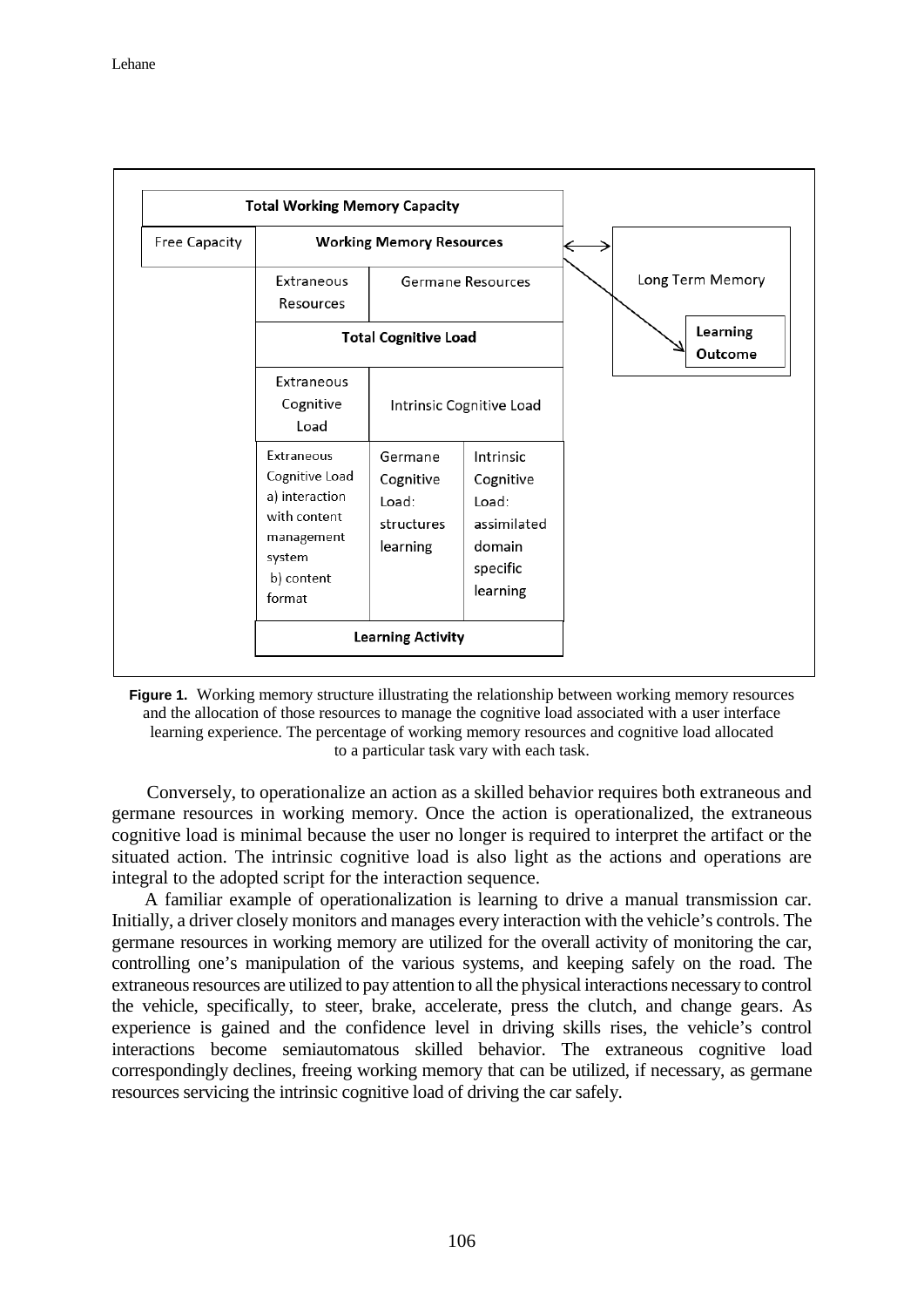| Total Working Memory Capacity | | | |
|---|---|---|---|
| Free Capacity | Working Memory Resources | | |
| | Extraneous Resources | Germane Resources | |
| | Total Cognitive Load | | |
| | Extraneous Cognitive Load | Intrinsic Cognitive Load | |
| | Extraneous Cognitive Load a) interaction with content management system b) content format | Germane Cognitive Load: structures learning | Intrinsic Cognitive Load: assimilated domain specific learning |
| | Learning Activity | | |

Long Term Memory

Learning Outcome

**Figure 1.** Working memory structure illustrating the relationship between working memory resources and the allocation of those resources to manage the cognitive load associated with a user interface learning experience. The percentage of working memory resources and cognitive load allocated to a particular task vary with each task.

Conversely, to operationalize an action as a skilled behavior requires both extraneous and germane resources in working memory. Once the action is operationalized, the extraneous cognitive load is minimal because the user no longer is required to interpret the artifact or the situated action. The intrinsic cognitive load is also light as the actions and operations are integral to the adopted script for the interaction sequence.

A familiar example of operationalization is learning to drive a manual transmission car. Initially, a driver closely monitors and manages every interaction with the vehicle's controls. The germane resources in working memory are utilized for the overall activity of monitoring the car, controlling one's manipulation of the various systems, and keeping safely on the road. The extraneous resources are utilized to pay attention to all the physical interactions necessary to control the vehicle, specifically, to steer, brake, accelerate, press the clutch, and change gears. As experience is gained and the confidence level in driving skills rises, the vehicle's control interactions become semiautomatous skilled behavior. The extraneous cognitive load correspondingly declines, freeing working memory that can be utilized, if necessary, as germane resources servicing the intrinsic cognitive load of driving the car safely.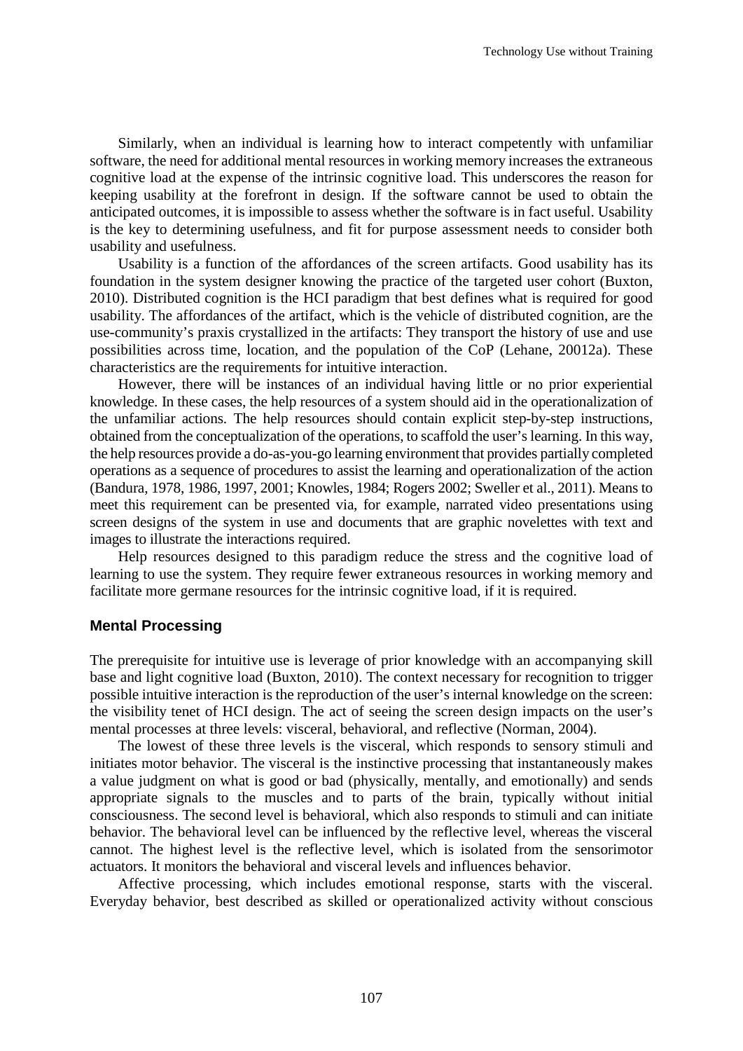Similarly, when an individual is learning how to interact competently with unfamiliar software, the need for additional mental resources in working memory increases the extraneous cognitive load at the expense of the intrinsic cognitive load. This underscores the reason for keeping usability at the forefront in design. If the software cannot be used to obtain the anticipated outcomes, it is impossible to assess whether the software is in fact useful. Usability is the key to determining usefulness, and fit for purpose assessment needs to consider both usability and usefulness.

Usability is a function of the affordances of the screen artifacts. Good usability has its foundation in the system designer knowing the practice of the targeted user cohort (Buxton, 2010). Distributed cognition is the HCI paradigm that best defines what is required for good usability. The affordances of the artifact, which is the vehicle of distributed cognition, are the use-community's praxis crystallized in the artifacts: They transport the history of use and use possibilities across time, location, and the population of the CoP (Lehane, 20012a). These characteristics are the requirements for intuitive interaction.

However, there will be instances of an individual having little or no prior experiential knowledge. In these cases, the help resources of a system should aid in the operationalization of the unfamiliar actions. The help resources should contain explicit step-by-step instructions, obtained from the conceptualization of the operations, to scaffold the user's learning. In this way, the help resources provide a do-as-you-go learning environment that provides partially completed operations as a sequence of procedures to assist the learning and operationalization of the action (Bandura, 1978, 1986, 1997, 2001; Knowles, 1984; Rogers 2002; Sweller et al., 2011). Means to meet this requirement can be presented via, for example, narrated video presentations using screen designs of the system in use and documents that are graphic novelettes with text and images to illustrate the interactions required.

Help resources designed to this paradigm reduce the stress and the cognitive load of learning to use the system. They require fewer extraneous resources in working memory and facilitate more germane resources for the intrinsic cognitive load, if it is required.

## Mental Processing

The prerequisite for intuitive use is leverage of prior knowledge with an accompanying skill base and light cognitive load (Buxton, 2010). The context necessary for recognition to trigger possible intuitive interaction is the reproduction of the user's internal knowledge on the screen: the visibility tenet of HCI design. The act of seeing the screen design impacts on the user's mental processes at three levels: visceral, behavioral, and reflective (Norman, 2004).

The lowest of these three levels is the visceral, which responds to sensory stimuli and initiates motor behavior. The visceral is the instinctive processing that instantaneously makes a value judgment on what is good or bad (physically, mentally, and emotionally) and sends appropriate signals to the muscles and to parts of the brain, typically without initial consciousness. The second level is behavioral, which also responds to stimuli and can initiate behavior. The behavioral level can be influenced by the reflective level, whereas the visceral cannot. The highest level is the reflective level, which is isolated from the sensorimotor actuators. It monitors the behavioral and visceral levels and influences behavior.

Affective processing, which includes emotional response, starts with the visceral. Everyday behavior, best described as skilled or operationalized activity without conscious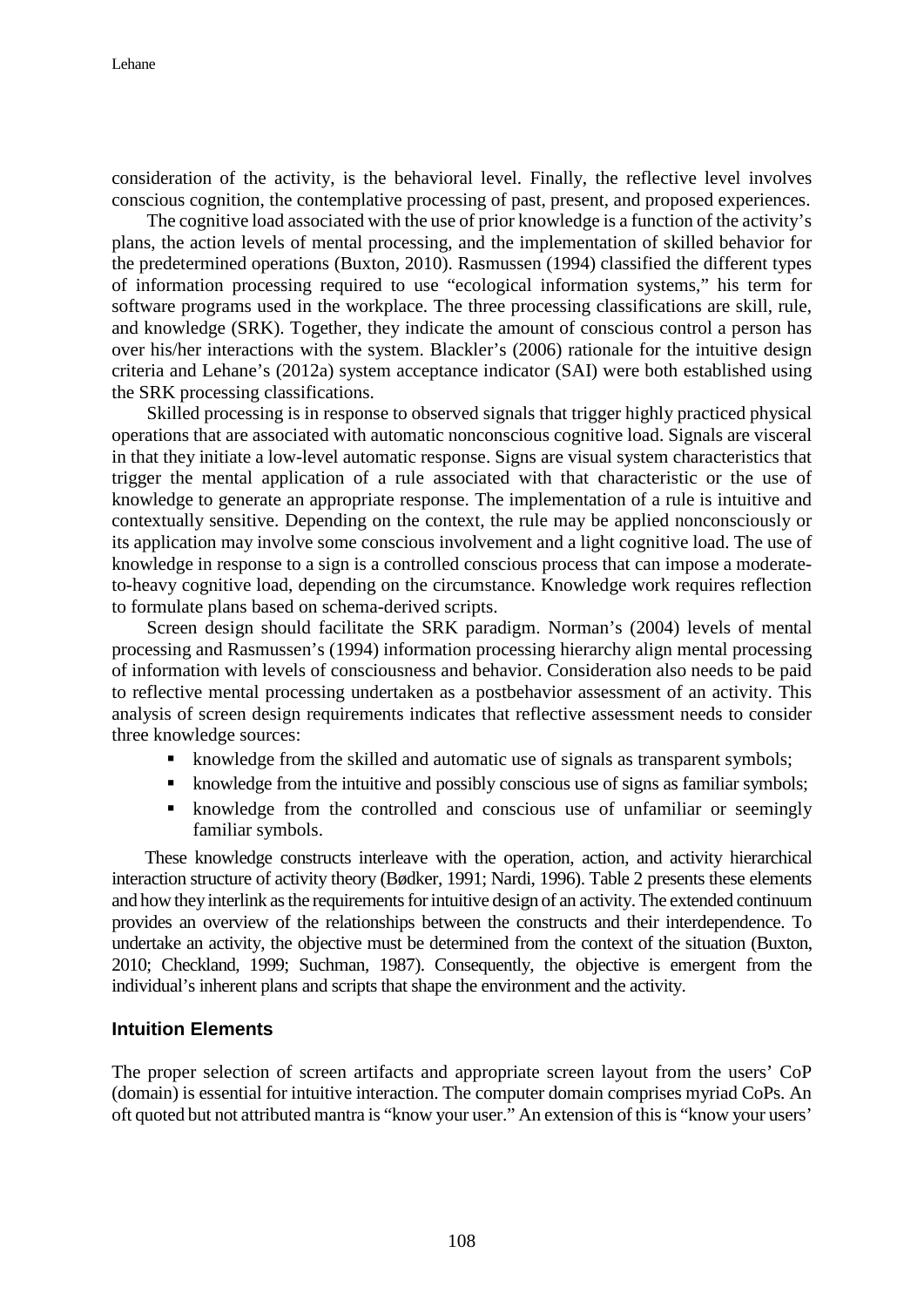consideration of the activity, is the behavioral level. Finally, the reflective level involves conscious cognition, the contemplative processing of past, present, and proposed experiences.

The cognitive load associated with the use of prior knowledge is a function of the activity's plans, the action levels of mental processing, and the implementation of skilled behavior for the predetermined operations (Buxton, 2010). Rasmussen (1994) classified the different types of information processing required to use "ecological information systems," his term for software programs used in the workplace. The three processing classifications are skill, rule, and knowledge (SRK). Together, they indicate the amount of conscious control a person has over his/her interactions with the system. Blackler's (2006) rationale for the intuitive design criteria and Lehane's (2012a) system acceptance indicator (SAI) were both established using the SRK processing classifications.

Skilled processing is in response to observed signals that trigger highly practiced physical operations that are associated with automatic nonconscious cognitive load. Signals are visceral in that they initiate a low-level automatic response. Signs are visual system characteristics that trigger the mental application of a rule associated with that characteristic or the use of knowledge to generate an appropriate response. The implementation of a rule is intuitive and contextually sensitive. Depending on the context, the rule may be applied nonconsciously or its application may involve some conscious involvement and a light cognitive load. The use of knowledge in response to a sign is a controlled conscious process that can impose a moderate-to-heavy cognitive load, depending on the circumstance. Knowledge work requires reflection to formulate plans based on schema-derived scripts.

Screen design should facilitate the SRK paradigm. Norman's (2004) levels of mental processing and Rasmussen's (1994) information processing hierarchy align mental processing of information with levels of consciousness and behavior. Consideration also needs to be paid to reflective mental processing undertaken as a postbehavior assessment of an activity. This analysis of screen design requirements indicates that reflective assessment needs to consider three knowledge sources:

- knowledge from the skilled and automatic use of signals as transparent symbols;
- knowledge from the intuitive and possibly conscious use of signs as familiar symbols;
- knowledge from the controlled and conscious use of unfamiliar or seemingly familiar symbols.

These knowledge constructs interleave with the operation, action, and activity hierarchical interaction structure of activity theory (Bødker, 1991; Nardi, 1996). Table 2 presents these elements and how they interlink as the requirements for intuitive design of an activity. The extended continuum provides an overview of the relationships between the constructs and their interdependence. To undertake an activity, the objective must be determined from the context of the situation (Buxton, 2010; Checkland, 1999; Suchman, 1987). Consequently, the objective is emergent from the individual's inherent plans and scripts that shape the environment and the activity.

### Intuition Elements

The proper selection of screen artifacts and appropriate screen layout from the users' CoP (domain) is essential for intuitive interaction. The computer domain comprises myriad CoPs. An oft quoted but not attributed mantra is "know your user." An extension of this is "know your users'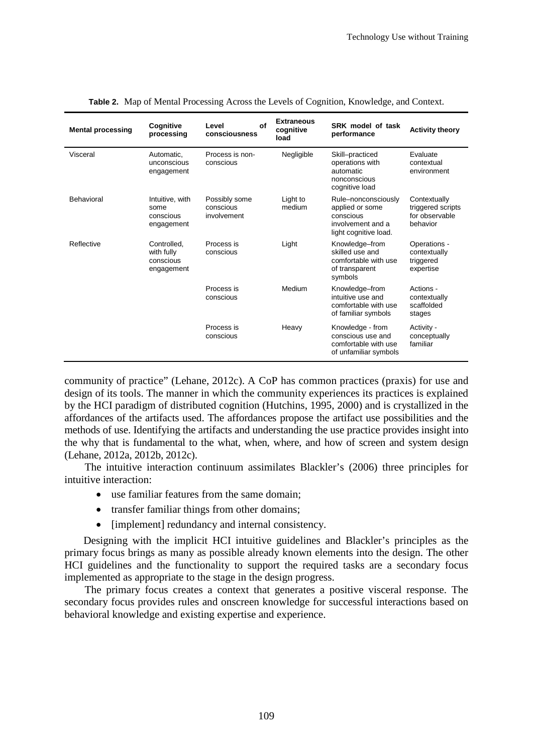**Table 2.** Map of Mental Processing Across the Levels of Cognition, Knowledge, and Context.

| Mental processing | Cognitive processing | Level of consciousness | Extraneous cognitive load | SRK model of task performance | Activity theory |
|---|---|---|---|---|---|
| Visceral | Automatic, unconscious engagement | Process is non-conscious | Negligible | Skill–practiced operations with automatic nonconscious cognitive load | Evaluate contextual environment |
| Behavioral | Intuitive, with some conscious engagement | Possibly some conscious involvement | Light to medium | Rule–nonconsciously applied or some conscious involvement and a light cognitive load. | Contextually triggered scripts for observable behavior |
| Reflective | Controlled, with fully conscious engagement | Process is conscious | Light | Knowledge–from skilled use and comfortable with use of transparent symbols | Operations - contextually triggered expertise |
| | | Process is conscious | Medium | Knowledge–from intuitive use and comfortable with use of familiar symbols | Actions - contextually scaffolded stages |
| | | Process is conscious | Heavy | Knowledge - from conscious use and comfortable with use of unfamiliar symbols | Activity - conceptually familiar |

community of practice" (Lehane, 2012c). A CoP has common practices (praxis) for use and design of its tools. The manner in which the community experiences its practices is explained by the HCI paradigm of distributed cognition (Hutchins, 1995, 2000) and is crystallized in the affordances of the artifacts used. The affordances propose the artifact use possibilities and the methods of use. Identifying the artifacts and understanding the use practice provides insight into the why that is fundamental to the what, when, where, and how of screen and system design (Lehane, 2012a, 2012b, 2012c).

The intuitive interaction continuum assimilates Blackler's (2006) three principles for intuitive interaction:

- use familiar features from the same domain;
- transfer familiar things from other domains;
- [implement] redundancy and internal consistency.

Designing with the implicit HCI intuitive guidelines and Blackler's principles as the primary focus brings as many as possible already known elements into the design. The other HCI guidelines and the functionality to support the required tasks are a secondary focus implemented as appropriate to the stage in the design progress.

The primary focus creates a context that generates a positive visceral response. The secondary focus provides rules and onscreen knowledge for successful interactions based on behavioral knowledge and existing expertise and experience.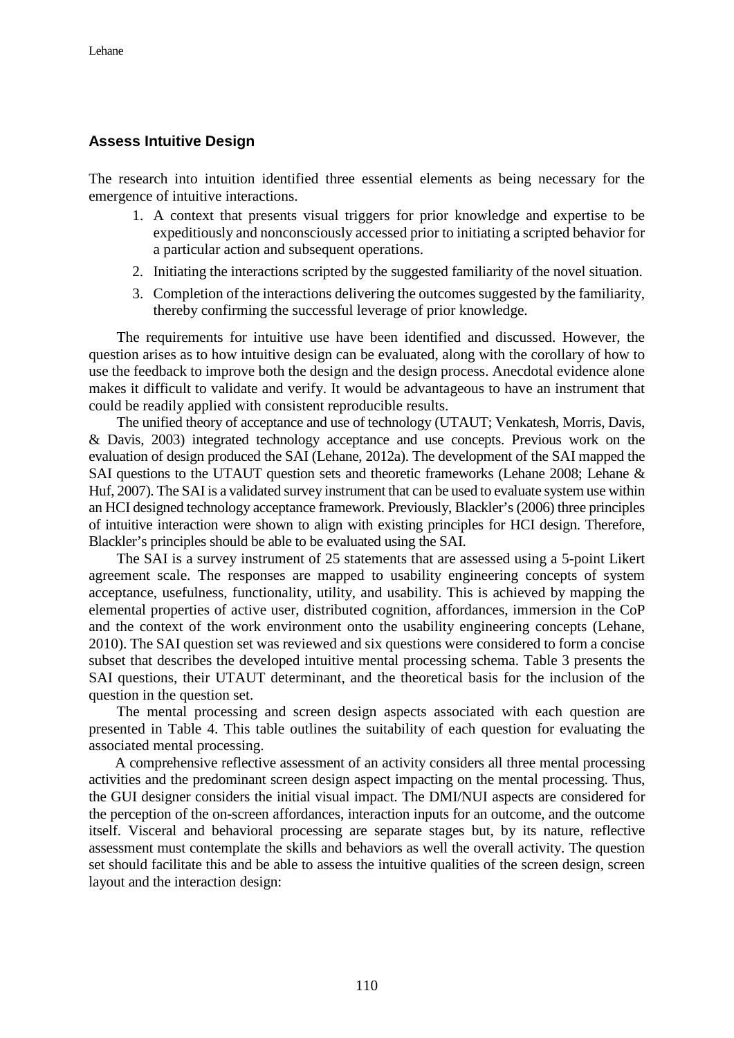## Assess Intuitive Design

The research into intuition identified three essential elements as being necessary for the emergence of intuitive interactions.

1. A context that presents visual triggers for prior knowledge and expertise to be expeditiously and nonconsciously accessed prior to initiating a scripted behavior for a particular action and subsequent operations.
2. Initiating the interactions scripted by the suggested familiarity of the novel situation.
3. Completion of the interactions delivering the outcomes suggested by the familiarity, thereby confirming the successful leverage of prior knowledge.

The requirements for intuitive use have been identified and discussed. However, the question arises as to how intuitive design can be evaluated, along with the corollary of how to use the feedback to improve both the design and the design process. Anecdotal evidence alone makes it difficult to validate and verify. It would be advantageous to have an instrument that could be readily applied with consistent reproducible results.

The unified theory of acceptance and use of technology (UTAUT; Venkatesh, Morris, Davis, & Davis, 2003) integrated technology acceptance and use concepts. Previous work on the evaluation of design produced the SAI (Lehane, 2012a). The development of the SAI mapped the SAI questions to the UTAUT question sets and theoretic frameworks (Lehane 2008; Lehane & Huf, 2007). The SAI is a validated survey instrument that can be used to evaluate system use within an HCI designed technology acceptance framework. Previously, Blackler's (2006) three principles of intuitive interaction were shown to align with existing principles for HCI design. Therefore, Blackler's principles should be able to be evaluated using the SAI.

The SAI is a survey instrument of 25 statements that are assessed using a 5-point Likert agreement scale. The responses are mapped to usability engineering concepts of system acceptance, usefulness, functionality, utility, and usability. This is achieved by mapping the elemental properties of active user, distributed cognition, affordances, immersion in the CoP and the context of the work environment onto the usability engineering concepts (Lehane, 2010). The SAI question set was reviewed and six questions were considered to form a concise subset that describes the developed intuitive mental processing schema. Table 3 presents the SAI questions, their UTAUT determinant, and the theoretical basis for the inclusion of the question in the question set.

The mental processing and screen design aspects associated with each question are presented in Table 4. This table outlines the suitability of each question for evaluating the associated mental processing.

A comprehensive reflective assessment of an activity considers all three mental processing activities and the predominant screen design aspect impacting on the mental processing. Thus, the GUI designer considers the initial visual impact. The DMI/NUI aspects are considered for the perception of the on-screen affordances, interaction inputs for an outcome, and the outcome itself. Visceral and behavioral processing are separate stages but, by its nature, reflective assessment must contemplate the skills and behaviors as well the overall activity. The question set should facilitate this and be able to assess the intuitive qualities of the screen design, screen layout and the interaction design: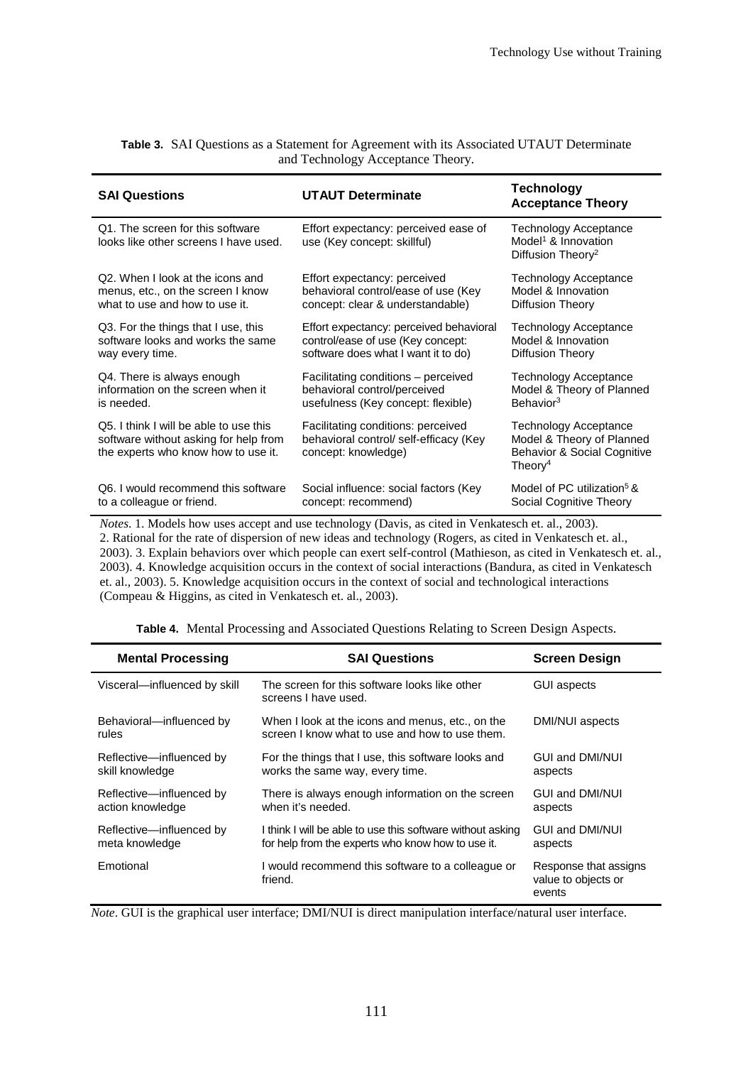**Table 3.** SAI Questions as a Statement for Agreement with its Associated UTAUT Determinate and Technology Acceptance Theory.

| SAI Questions | UTAUT Determinate | Technology Acceptance Theory |
|---|---|---|
| Q1. The screen for this software looks like other screens I have used. | Effort expectancy: perceived ease of use (Key concept: skillful) | Technology Acceptance Model[1] & Innovation Diffusion Theory[2] |
| Q2. When I look at the icons and menus, etc., on the screen I know what to use and how to use it. | Effort expectancy: perceived behavioral control/ease of use (Key concept: clear & understandable) | Technology Acceptance Model & Innovation Diffusion Theory |
| Q3. For the things that I use, this software looks and works the same way every time. | Effort expectancy: perceived behavioral control/ease of use (Key concept: software does what I want it to do) | Technology Acceptance Model & Innovation Diffusion Theory |
| Q4. There is always enough information on the screen when it is needed. | Facilitating conditions – perceived behavioral control/perceived usefulness (Key concept: flexible) | Technology Acceptance Model & Theory of Planned Behavior[3] |
| Q5. I think I will be able to use this software without asking for help from the experts who know how to use it. | Facilitating conditions: perceived behavioral control/ self-efficacy (Key concept: knowledge) | Technology Acceptance Model & Theory of Planned Behavior & Social Cognitive Theory[4] |
| Q6. I would recommend this software to a colleague or friend. | Social influence: social factors (Key concept: recommend) | Model of PC utilization[5] & Social Cognitive Theory |

*Notes*. 1. Models how uses accept and use technology (Davis, as cited in Venkatesch et. al., 2003). 2. Rational for the rate of dispersion of new ideas and technology (Rogers, as cited in Venkatesch et. al., 2003). 3. Explain behaviors over which people can exert self-control (Mathieson, as cited in Venkatesch et. al., 2003). 4. Knowledge acquisition occurs in the context of social interactions (Bandura, as cited in Venkatesch et. al., 2003). 5. Knowledge acquisition occurs in the context of social and technological interactions (Compeau & Higgins, as cited in Venkatesch et. al., 2003).

**Table 4.** Mental Processing and Associated Questions Relating to Screen Design Aspects.

| Mental Processing | SAI Questions | Screen Design |
|---|---|---|
| Visceral—influenced by skill | The screen for this software looks like other screens I have used. | GUI aspects |
| Behavioral—influenced by rules | When I look at the icons and menus, etc., on the screen I know what to use and how to use them. | DMI/NUI aspects |
| Reflective—influenced by skill knowledge | For the things that I use, this software looks and works the same way, every time. | GUI and DMI/NUI aspects |
| Reflective—influenced by action knowledge | There is always enough information on the screen when it's needed. | GUI and DMI/NUI aspects |
| Reflective—influenced by meta knowledge | I think I will be able to use this software without asking for help from the experts who know how to use it. | GUI and DMI/NUI aspects |
| Emotional | I would recommend this software to a colleague or friend. | Response that assigns value to objects or events |

*Note*. GUI is the graphical user interface; DMI/NUI is direct manipulation interface/natural user interface.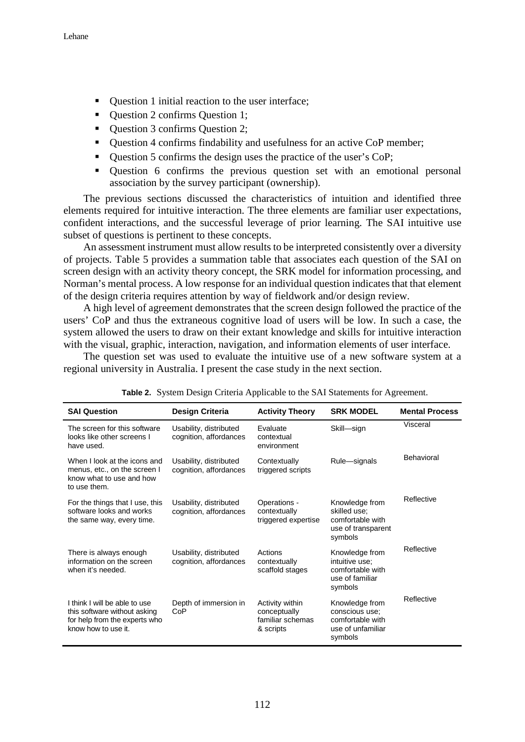- Question 1 initial reaction to the user interface;
- Question 2 confirms Question 1;
- Question 3 confirms Question 2;
- Question 4 confirms findability and usefulness for an active CoP member;
- Question 5 confirms the design uses the practice of the user's CoP;
- Question 6 confirms the previous question set with an emotional personal association by the survey participant (ownership).

The previous sections discussed the characteristics of intuition and identified three elements required for intuitive interaction. The three elements are familiar user expectations, confident interactions, and the successful leverage of prior learning. The SAI intuitive use subset of questions is pertinent to these concepts.

An assessment instrument must allow results to be interpreted consistently over a diversity of projects. Table 5 provides a summation table that associates each question of the SAI on screen design with an activity theory concept, the SRK model for information processing, and Norman's mental process. A low response for an individual question indicates that that element of the design criteria requires attention by way of fieldwork and/or design review.

A high level of agreement demonstrates that the screen design followed the practice of the users' CoP and thus the extraneous cognitive load of users will be low. In such a case, the system allowed the users to draw on their extant knowledge and skills for intuitive interaction with the visual, graphic, interaction, navigation, and information elements of user interface.

The question set was used to evaluate the intuitive use of a new software system at a regional university in Australia. I present the case study in the next section.

**Table 2.** System Design Criteria Applicable to the SAI Statements for Agreement.

| SAI Question | Design Criteria | Activity Theory | SRK MODEL | Mental Process |
|---|---|---|---|---|
| The screen for this software looks like other screens I have used. | Usability, distributed cognition, affordances | Evaluate contextual environment | Skill—sign | Visceral |
| When I look at the icons and menus, etc., on the screen I know what to use and how to use them. | Usability, distributed cognition, affordances | Contextually triggered scripts | Rule—signals | Behavioral |
| For the things that I use, this software looks and works the same way, every time. | Usability, distributed cognition, affordances | Operations - contextually triggered expertise | Knowledge from skilled use; comfortable with use of transparent symbols | Reflective |
| There is always enough information on the screen when it's needed. | Usability, distributed cognition, affordances | Actions contextually scaffold stages | Knowledge from intuitive use; comfortable with use of familiar symbols | Reflective |
| I think I will be able to use this software without asking for help from the experts who know how to use it. | Depth of immersion in CoP | Activity within conceptually familiar schemas & scripts | Knowledge from conscious use; comfortable with use of unfamiliar symbols | Reflective |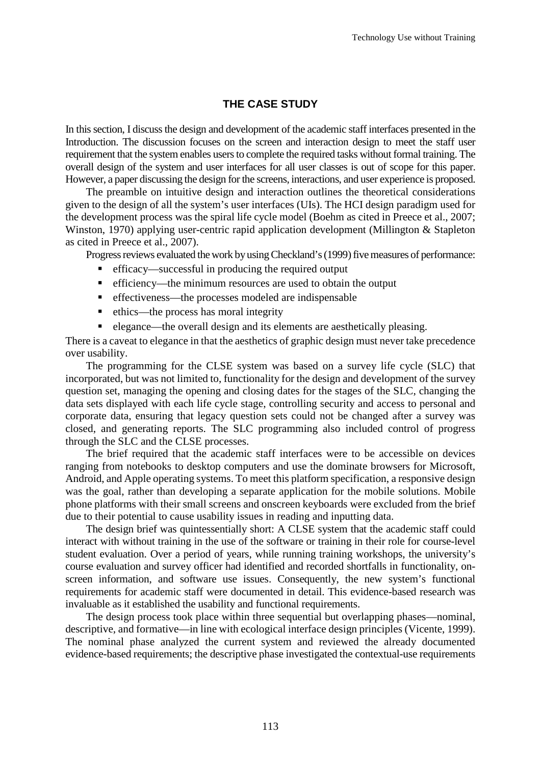## THE CASE STUDY

In this section, I discuss the design and development of the academic staff interfaces presented in the Introduction. The discussion focuses on the screen and interaction design to meet the staff user requirement that the system enables users to complete the required tasks without formal training. The overall design of the system and user interfaces for all user classes is out of scope for this paper. However, a paper discussing the design for the screens, interactions, and user experience is proposed.

The preamble on intuitive design and interaction outlines the theoretical considerations given to the design of all the system's user interfaces (UIs). The HCI design paradigm used for the development process was the spiral life cycle model (Boehm as cited in Preece et al., 2007; Winston, 1970) applying user-centric rapid application development (Millington & Stapleton as cited in Preece et al., 2007).

Progress reviews evaluated the work by using Checkland's (1999) five measures of performance:

- efficacy—successful in producing the required output
- efficiency—the minimum resources are used to obtain the output
- effectiveness—the processes modeled are indispensable
- ethics—the process has moral integrity
- elegance—the overall design and its elements are aesthetically pleasing.

There is a caveat to elegance in that the aesthetics of graphic design must never take precedence over usability.

The programming for the CLSE system was based on a survey life cycle (SLC) that incorporated, but was not limited to, functionality for the design and development of the survey question set, managing the opening and closing dates for the stages of the SLC, changing the data sets displayed with each life cycle stage, controlling security and access to personal and corporate data, ensuring that legacy question sets could not be changed after a survey was closed, and generating reports. The SLC programming also included control of progress through the SLC and the CLSE processes.

The brief required that the academic staff interfaces were to be accessible on devices ranging from notebooks to desktop computers and use the dominate browsers for Microsoft, Android, and Apple operating systems. To meet this platform specification, a responsive design was the goal, rather than developing a separate application for the mobile solutions. Mobile phone platforms with their small screens and onscreen keyboards were excluded from the brief due to their potential to cause usability issues in reading and inputting data.

The design brief was quintessentially short: A CLSE system that the academic staff could interact with without training in the use of the software or training in their role for course-level student evaluation. Over a period of years, while running training workshops, the university's course evaluation and survey officer had identified and recorded shortfalls in functionality, on-screen information, and software use issues. Consequently, the new system's functional requirements for academic staff were documented in detail. This evidence-based research was invaluable as it established the usability and functional requirements.

The design process took place within three sequential but overlapping phases—nominal, descriptive, and formative—in line with ecological interface design principles (Vicente, 1999). The nominal phase analyzed the current system and reviewed the already documented evidence-based requirements; the descriptive phase investigated the contextual-use requirements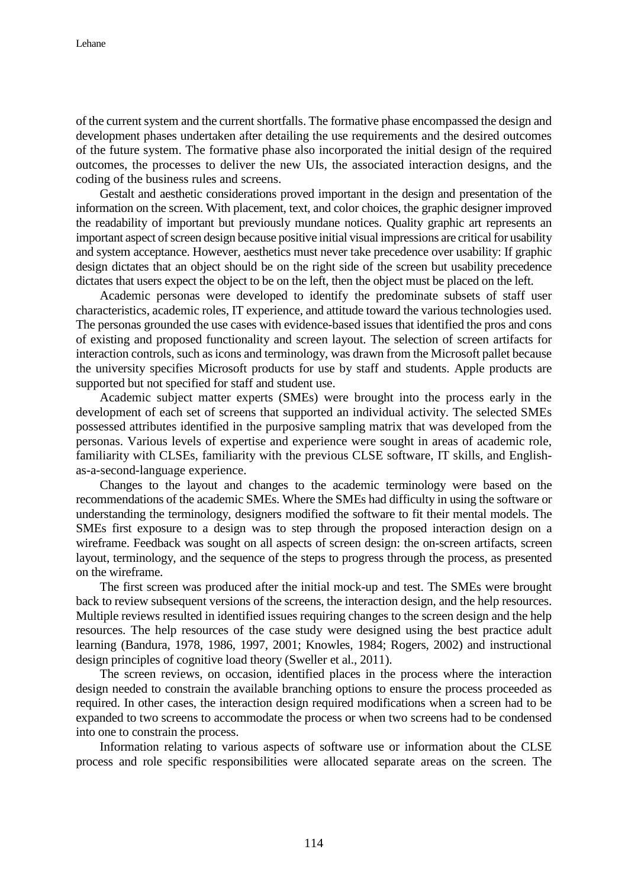of the current system and the current shortfalls. The formative phase encompassed the design and development phases undertaken after detailing the use requirements and the desired outcomes of the future system. The formative phase also incorporated the initial design of the required outcomes, the processes to deliver the new UIs, the associated interaction designs, and the coding of the business rules and screens.

Gestalt and aesthetic considerations proved important in the design and presentation of the information on the screen. With placement, text, and color choices, the graphic designer improved the readability of important but previously mundane notices. Quality graphic art represents an important aspect of screen design because positive initial visual impressions are critical for usability and system acceptance. However, aesthetics must never take precedence over usability: If graphic design dictates that an object should be on the right side of the screen but usability precedence dictates that users expect the object to be on the left, then the object must be placed on the left.

Academic personas were developed to identify the predominate subsets of staff user characteristics, academic roles, IT experience, and attitude toward the various technologies used. The personas grounded the use cases with evidence-based issues that identified the pros and cons of existing and proposed functionality and screen layout. The selection of screen artifacts for interaction controls, such as icons and terminology, was drawn from the Microsoft pallet because the university specifies Microsoft products for use by staff and students. Apple products are supported but not specified for staff and student use.

Academic subject matter experts (SMEs) were brought into the process early in the development of each set of screens that supported an individual activity. The selected SMEs possessed attributes identified in the purposive sampling matrix that was developed from the personas. Various levels of expertise and experience were sought in areas of academic role, familiarity with CLSEs, familiarity with the previous CLSE software, IT skills, and English-as-a-second-language experience.

Changes to the layout and changes to the academic terminology were based on the recommendations of the academic SMEs. Where the SMEs had difficulty in using the software or understanding the terminology, designers modified the software to fit their mental models. The SMEs first exposure to a design was to step through the proposed interaction design on a wireframe. Feedback was sought on all aspects of screen design: the on-screen artifacts, screen layout, terminology, and the sequence of the steps to progress through the process, as presented on the wireframe.

The first screen was produced after the initial mock-up and test. The SMEs were brought back to review subsequent versions of the screens, the interaction design, and the help resources. Multiple reviews resulted in identified issues requiring changes to the screen design and the help resources. The help resources of the case study were designed using the best practice adult learning (Bandura, 1978, 1986, 1997, 2001; Knowles, 1984; Rogers, 2002) and instructional design principles of cognitive load theory (Sweller et al., 2011).

The screen reviews, on occasion, identified places in the process where the interaction design needed to constrain the available branching options to ensure the process proceeded as required. In other cases, the interaction design required modifications when a screen had to be expanded to two screens to accommodate the process or when two screens had to be condensed into one to constrain the process.

Information relating to various aspects of software use or information about the CLSE process and role specific responsibilities were allocated separate areas on the screen. The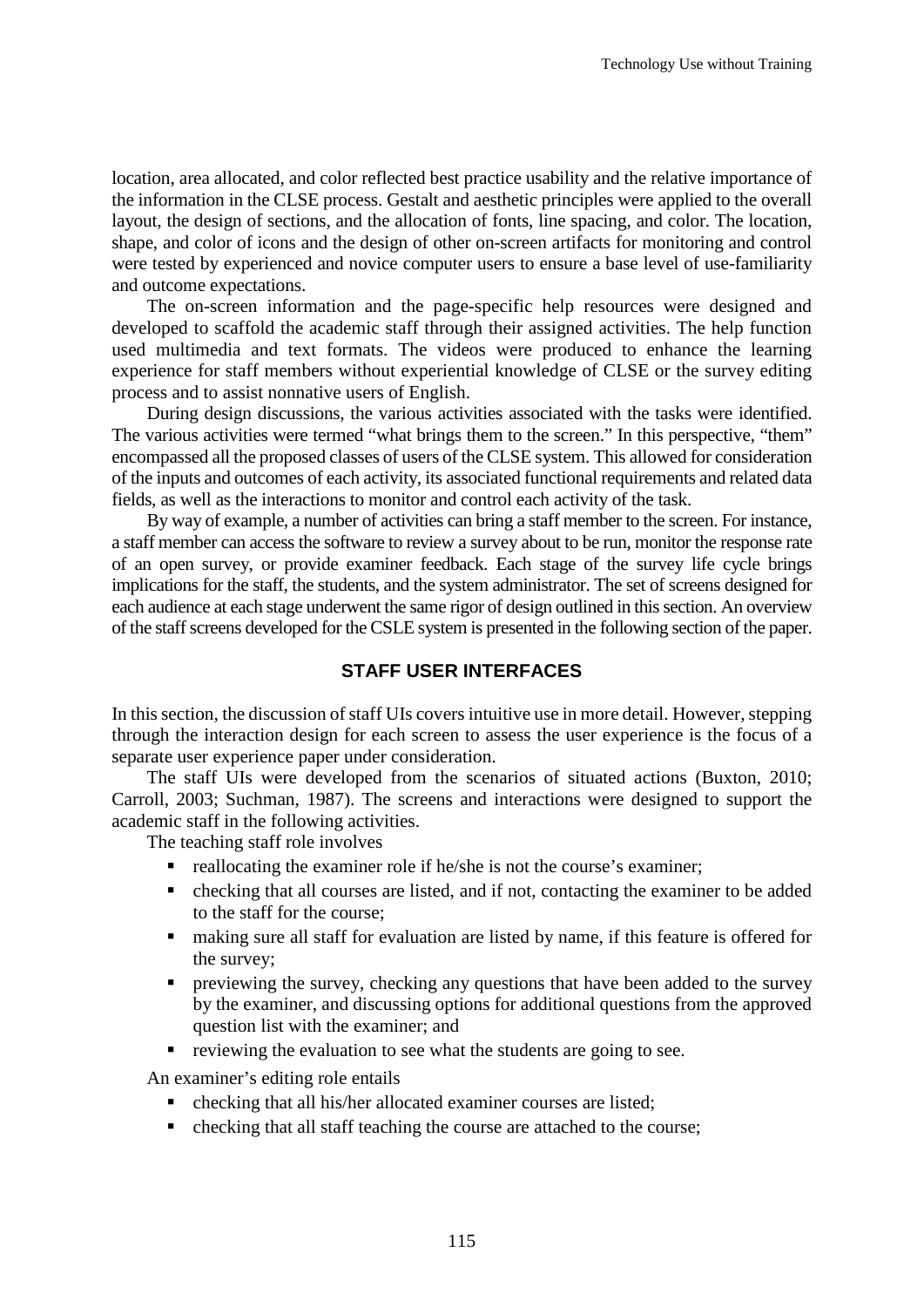location, area allocated, and color reflected best practice usability and the relative importance of the information in the CLSE process. Gestalt and aesthetic principles were applied to the overall layout, the design of sections, and the allocation of fonts, line spacing, and color. The location, shape, and color of icons and the design of other on-screen artifacts for monitoring and control were tested by experienced and novice computer users to ensure a base level of use-familiarity and outcome expectations.

The on-screen information and the page-specific help resources were designed and developed to scaffold the academic staff through their assigned activities. The help function used multimedia and text formats. The videos were produced to enhance the learning experience for staff members without experiential knowledge of CLSE or the survey editing process and to assist nonnative users of English.

During design discussions, the various activities associated with the tasks were identified. The various activities were termed "what brings them to the screen." In this perspective, "them" encompassed all the proposed classes of users of the CLSE system. This allowed for consideration of the inputs and outcomes of each activity, its associated functional requirements and related data fields, as well as the interactions to monitor and control each activity of the task.

By way of example, a number of activities can bring a staff member to the screen. For instance, a staff member can access the software to review a survey about to be run, monitor the response rate of an open survey, or provide examiner feedback. Each stage of the survey life cycle brings implications for the staff, the students, and the system administrator. The set of screens designed for each audience at each stage underwent the same rigor of design outlined in this section. An overview of the staff screens developed for the CSLE system is presented in the following section of the paper.

## STAFF USER INTERFACES

In this section, the discussion of staff UIs covers intuitive use in more detail. However, stepping through the interaction design for each screen to assess the user experience is the focus of a separate user experience paper under consideration.

The staff UIs were developed from the scenarios of situated actions (Buxton, 2010; Carroll, 2003; Suchman, 1987). The screens and interactions were designed to support the academic staff in the following activities.

The teaching staff role involves

- reallocating the examiner role if he/she is not the course's examiner;
- checking that all courses are listed, and if not, contacting the examiner to be added to the staff for the course;
- making sure all staff for evaluation are listed by name, if this feature is offered for the survey;
- previewing the survey, checking any questions that have been added to the survey by the examiner, and discussing options for additional questions from the approved question list with the examiner; and
- reviewing the evaluation to see what the students are going to see.

An examiner's editing role entails

- checking that all his/her allocated examiner courses are listed;
- checking that all staff teaching the course are attached to the course;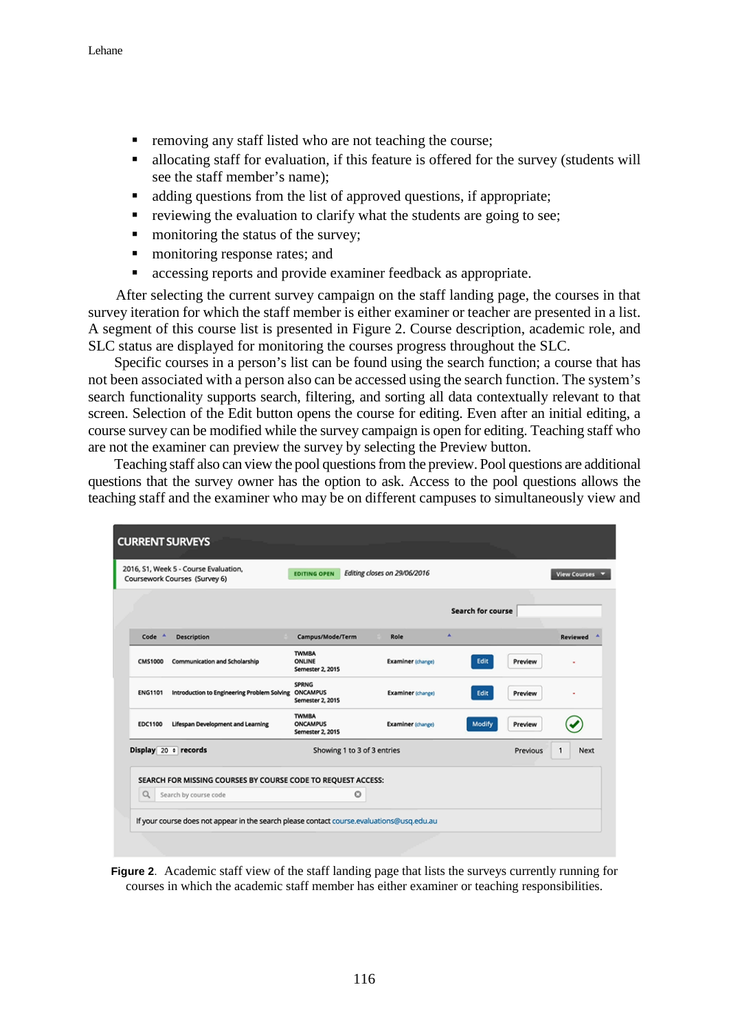- removing any staff listed who are not teaching the course;
- allocating staff for evaluation, if this feature is offered for the survey (students will see the staff member's name);
- adding questions from the list of approved questions, if appropriate;
- reviewing the evaluation to clarify what the students are going to see;
- monitoring the status of the survey;
- monitoring response rates; and
- accessing reports and provide examiner feedback as appropriate.

After selecting the current survey campaign on the staff landing page, the courses in that survey iteration for which the staff member is either examiner or teacher are presented in a list. A segment of this course list is presented in Figure 2. Course description, academic role, and SLC status are displayed for monitoring the courses progress throughout the SLC.

Specific courses in a person's list can be found using the search function; a course that has not been associated with a person also can be accessed using the search function. The system's search functionality supports search, filtering, and sorting all data contextually relevant to that screen. Selection of the Edit button opens the course for editing. Even after an initial editing, a course survey can be modified while the survey campaign is open for editing. Teaching staff who are not the examiner can preview the survey by selecting the Preview button.

Teaching staff also can view the pool questions from the preview. Pool questions are additional questions that the survey owner has the option to ask. Access to the pool questions allows the teaching staff and the examiner who may be on different campuses to simultaneously view and

**Figure 2**. Academic staff view of the staff landing page that lists the surveys currently running for courses in which the academic staff member has either examiner or teaching responsibilities.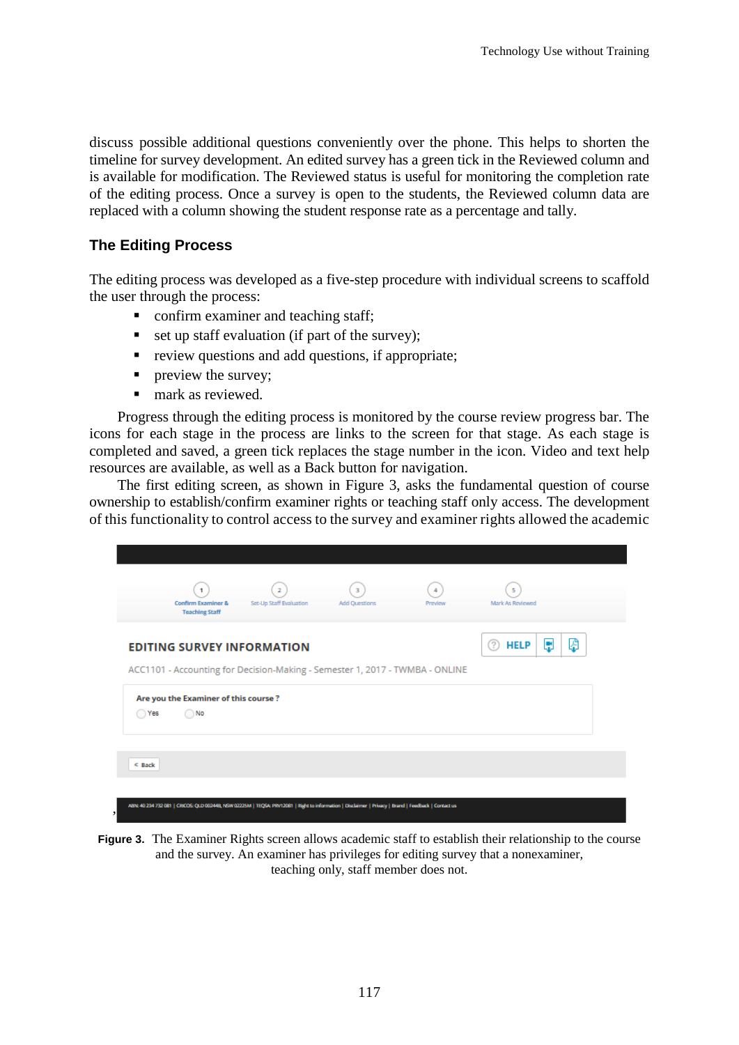discuss possible additional questions conveniently over the phone. This helps to shorten the timeline for survey development. An edited survey has a green tick in the Reviewed column and is available for modification. The Reviewed status is useful for monitoring the completion rate of the editing process. Once a survey is open to the students, the Reviewed column data are replaced with a column showing the student response rate as a percentage and tally.

## The Editing Process

The editing process was developed as a five-step procedure with individual screens to scaffold the user through the process:

- confirm examiner and teaching staff;
- set up staff evaluation (if part of the survey);
- review questions and add questions, if appropriate;
- preview the survey;
- mark as reviewed.

Progress through the editing process is monitored by the course review progress bar. The icons for each stage in the process are links to the screen for that stage. As each stage is completed and saved, a green tick replaces the stage number in the icon. Video and text help resources are available, as well as a Back button for navigation.

The first editing screen, as shown in Figure 3, asks the fundamental question of course ownership to establish/confirm examiner rights or teaching staff only access. The development of this functionality to control access to the survey and examiner rights allowed the academic

**Figure 3.** The Examiner Rights screen allows academic staff to establish their relationship to the course and the survey. An examiner has privileges for editing survey that a nonexaminer, teaching only, staff member does not.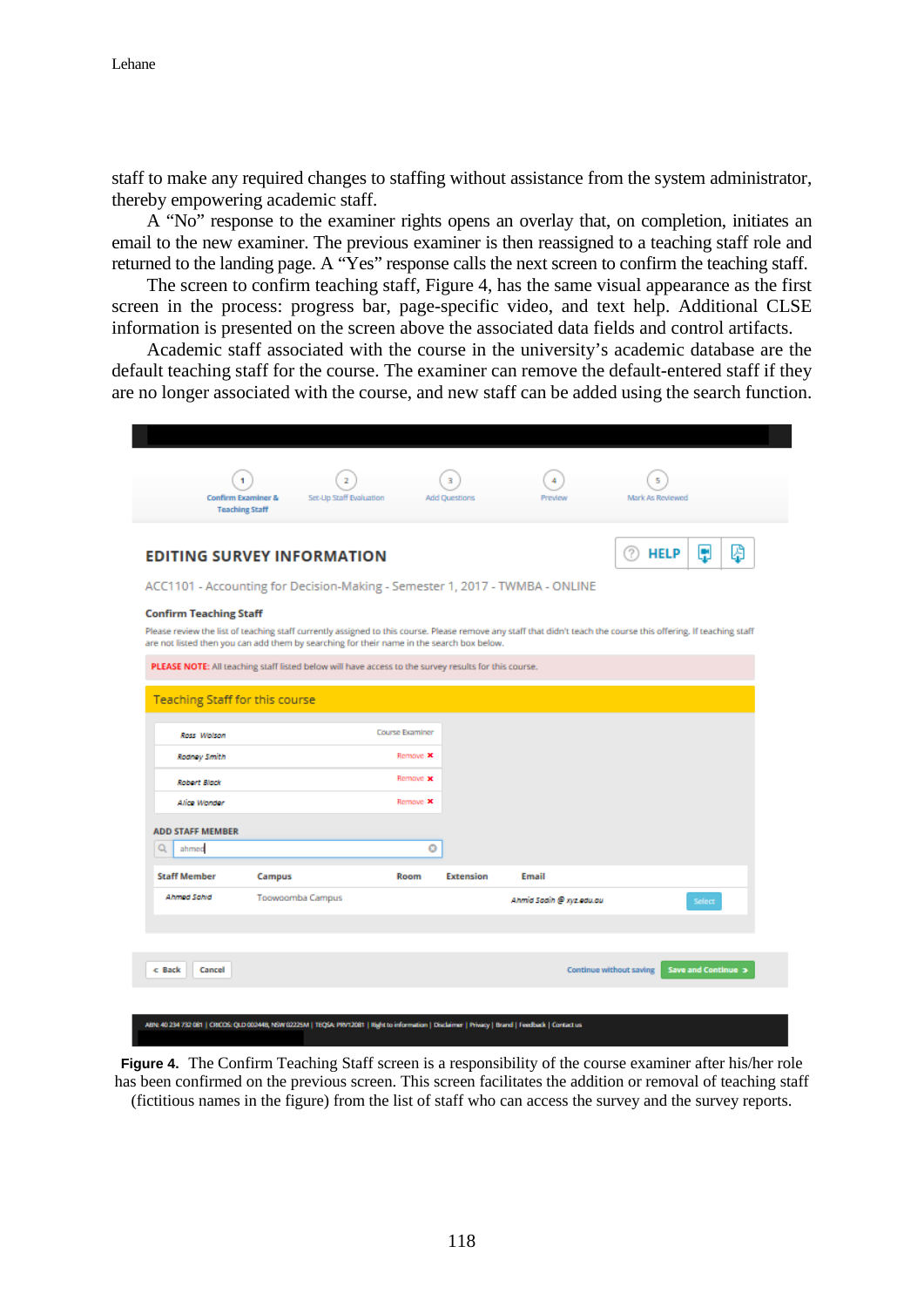staff to make any required changes to staffing without assistance from the system administrator, thereby empowering academic staff.

A "No" response to the examiner rights opens an overlay that, on completion, initiates an email to the new examiner. The previous examiner is then reassigned to a teaching staff role and returned to the landing page. A "Yes" response calls the next screen to confirm the teaching staff.

The screen to confirm teaching staff, Figure 4, has the same visual appearance as the first screen in the process: progress bar, page-specific video, and text help. Additional CLSE information is presented on the screen above the associated data fields and control artifacts.

Academic staff associated with the course in the university's academic database are the default teaching staff for the course. The examiner can remove the default-entered staff if they are no longer associated with the course, and new staff can be added using the search function.

**Figure 4.** The Confirm Teaching Staff screen is a responsibility of the course examiner after his/her role has been confirmed on the previous screen. This screen facilitates the addition or removal of teaching staff (fictitious names in the figure) from the list of staff who can access the survey and the survey reports.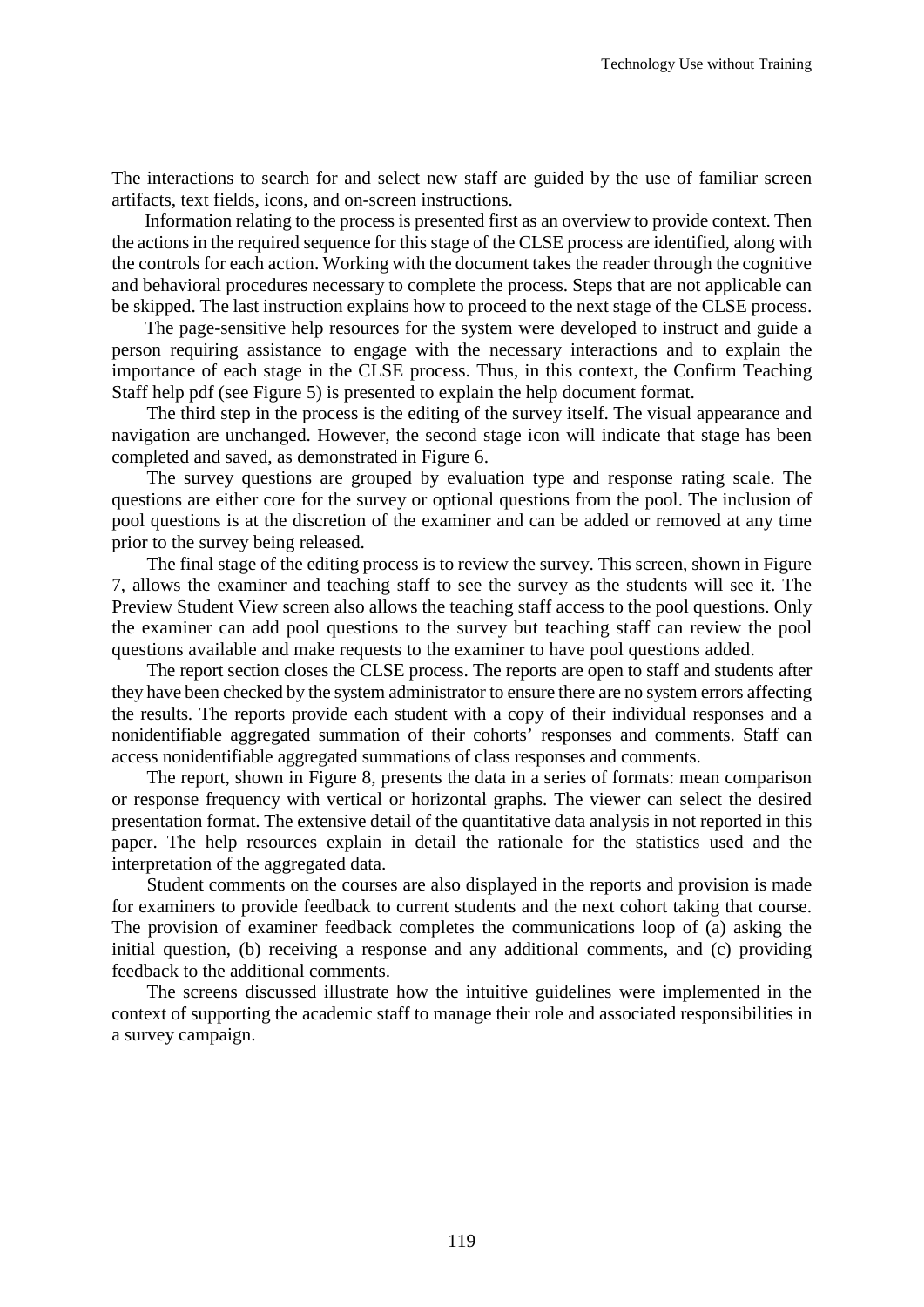The interactions to search for and select new staff are guided by the use of familiar screen artifacts, text fields, icons, and on-screen instructions.

Information relating to the process is presented first as an overview to provide context. Then the actions in the required sequence for this stage of the CLSE process are identified, along with the controls for each action. Working with the document takes the reader through the cognitive and behavioral procedures necessary to complete the process. Steps that are not applicable can be skipped. The last instruction explains how to proceed to the next stage of the CLSE process.

The page-sensitive help resources for the system were developed to instruct and guide a person requiring assistance to engage with the necessary interactions and to explain the importance of each stage in the CLSE process. Thus, in this context, the Confirm Teaching Staff help pdf (see Figure 5) is presented to explain the help document format.

The third step in the process is the editing of the survey itself. The visual appearance and navigation are unchanged. However, the second stage icon will indicate that stage has been completed and saved, as demonstrated in Figure 6.

The survey questions are grouped by evaluation type and response rating scale. The questions are either core for the survey or optional questions from the pool. The inclusion of pool questions is at the discretion of the examiner and can be added or removed at any time prior to the survey being released.

The final stage of the editing process is to review the survey. This screen, shown in Figure 7, allows the examiner and teaching staff to see the survey as the students will see it. The Preview Student View screen also allows the teaching staff access to the pool questions. Only the examiner can add pool questions to the survey but teaching staff can review the pool questions available and make requests to the examiner to have pool questions added.

The report section closes the CLSE process. The reports are open to staff and students after they have been checked by the system administrator to ensure there are no system errors affecting the results. The reports provide each student with a copy of their individual responses and a nonidentifiable aggregated summation of their cohorts' responses and comments. Staff can access nonidentifiable aggregated summations of class responses and comments.

The report, shown in Figure 8, presents the data in a series of formats: mean comparison or response frequency with vertical or horizontal graphs. The viewer can select the desired presentation format. The extensive detail of the quantitative data analysis in not reported in this paper. The help resources explain in detail the rationale for the statistics used and the interpretation of the aggregated data.

Student comments on the courses are also displayed in the reports and provision is made for examiners to provide feedback to current students and the next cohort taking that course. The provision of examiner feedback completes the communications loop of (a) asking the initial question, (b) receiving a response and any additional comments, and (c) providing feedback to the additional comments.

The screens discussed illustrate how the intuitive guidelines were implemented in the context of supporting the academic staff to manage their role and associated responsibilities in a survey campaign.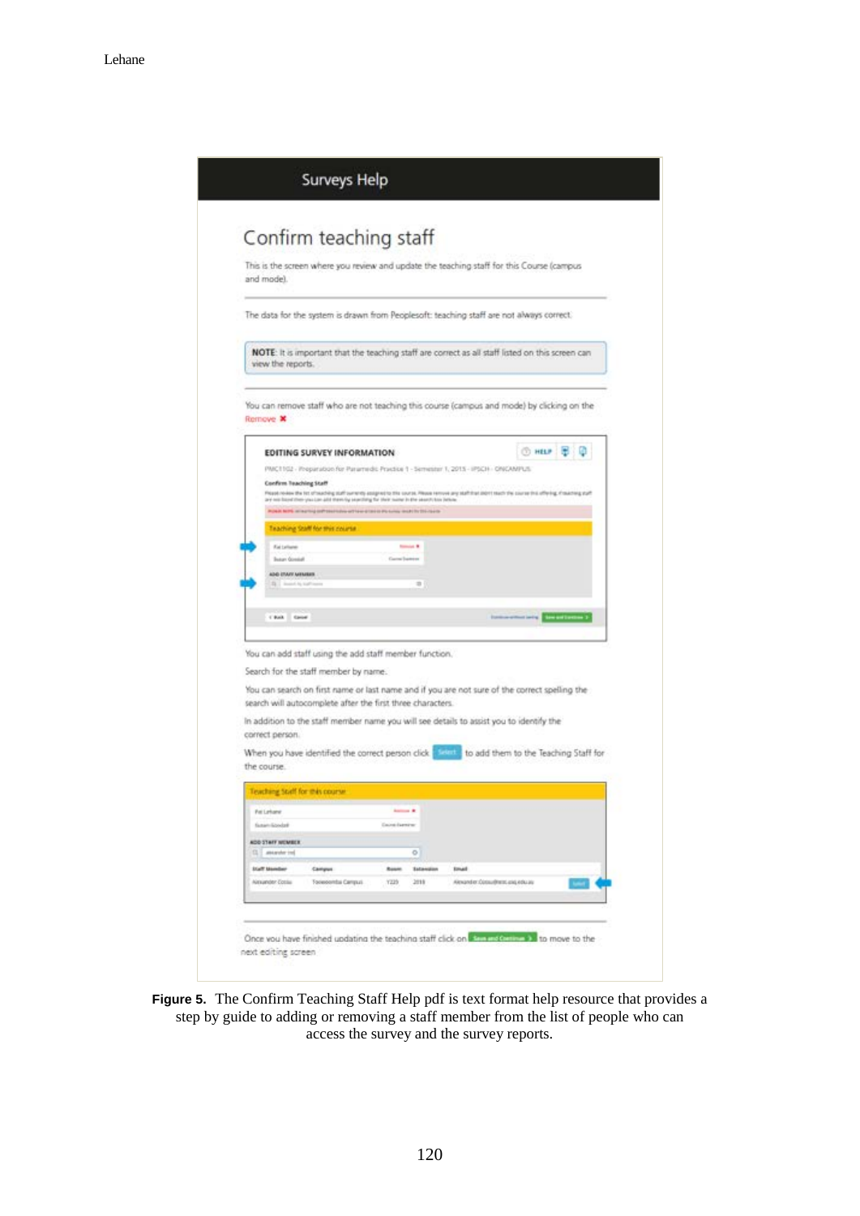**Figure 5.** The Confirm Teaching Staff Help pdf is text format help resource that provides a step by guide to adding or removing a staff member from the list of people who can access the survey and the survey reports.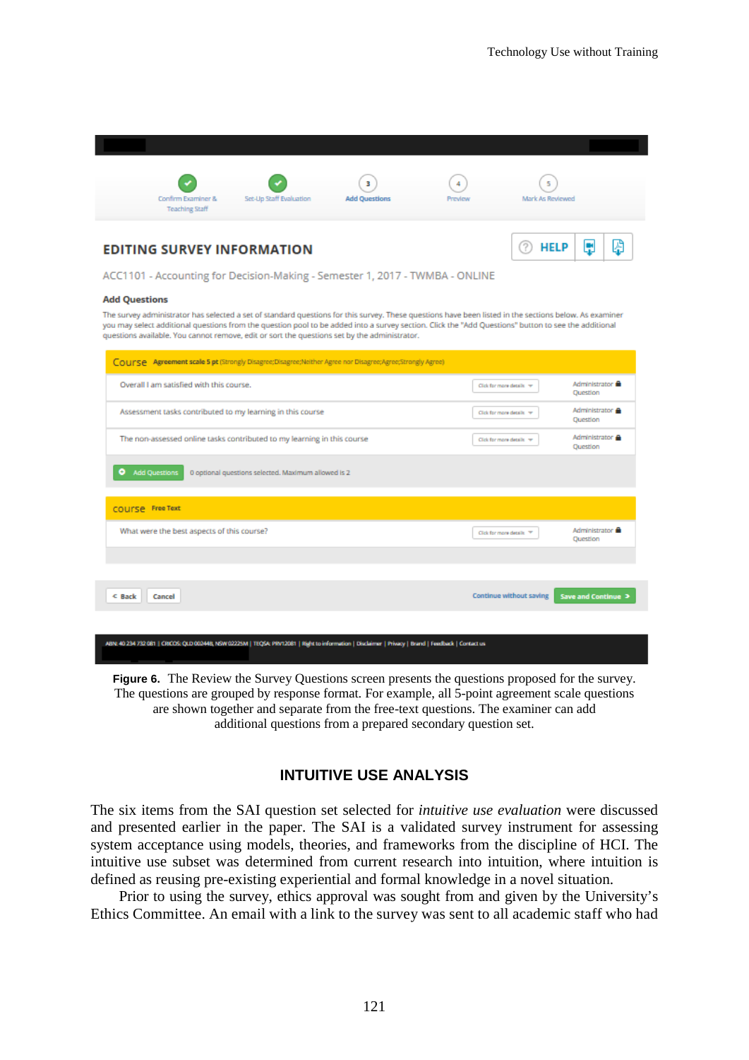**Figure 6.** The Review the Survey Questions screen presents the questions proposed for the survey. The questions are grouped by response format. For example, all 5-point agreement scale questions are shown together and separate from the free-text questions. The examiner can add additional questions from a prepared secondary question set.

## INTUITIVE USE ANALYSIS

The six items from the SAI question set selected for *intuitive use evaluation* were discussed and presented earlier in the paper. The SAI is a validated survey instrument for assessing system acceptance using models, theories, and frameworks from the discipline of HCI. The intuitive use subset was determined from current research into intuition, where intuition is defined as reusing pre-existing experiential and formal knowledge in a novel situation.

Prior to using the survey, ethics approval was sought from and given by the University's Ethics Committee. An email with a link to the survey was sent to all academic staff who had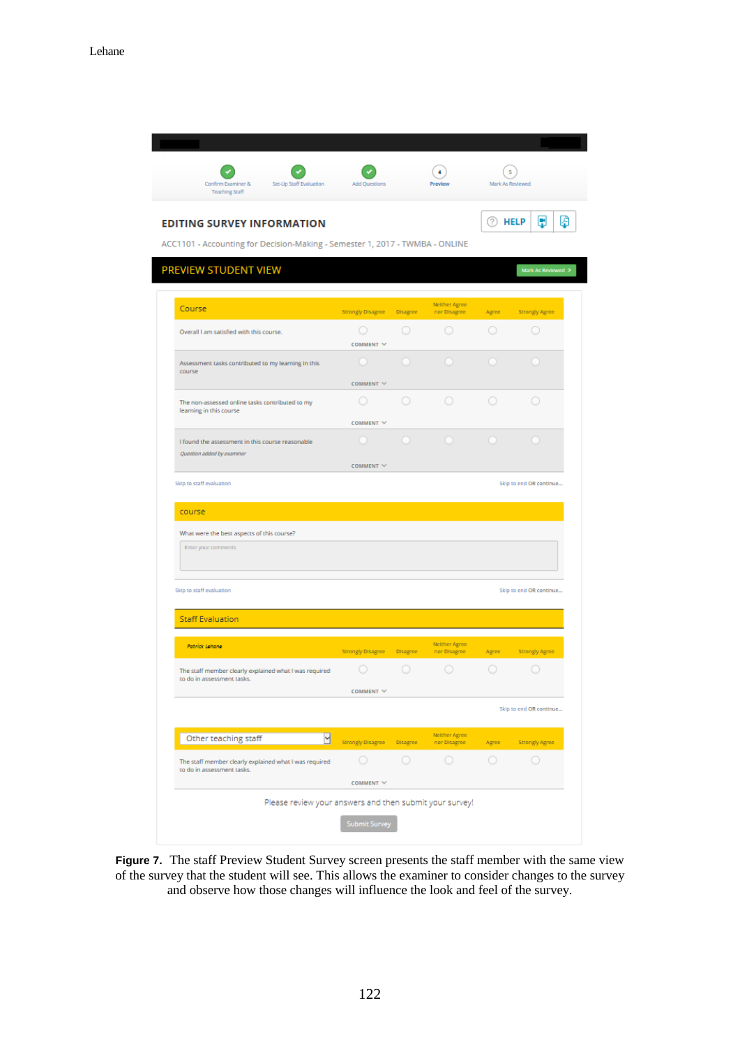**Figure 7.** The staff Preview Student Survey screen presents the staff member with the same view of the survey that the student will see. This allows the examiner to consider changes to the survey and observe how those changes will influence the look and feel of the survey.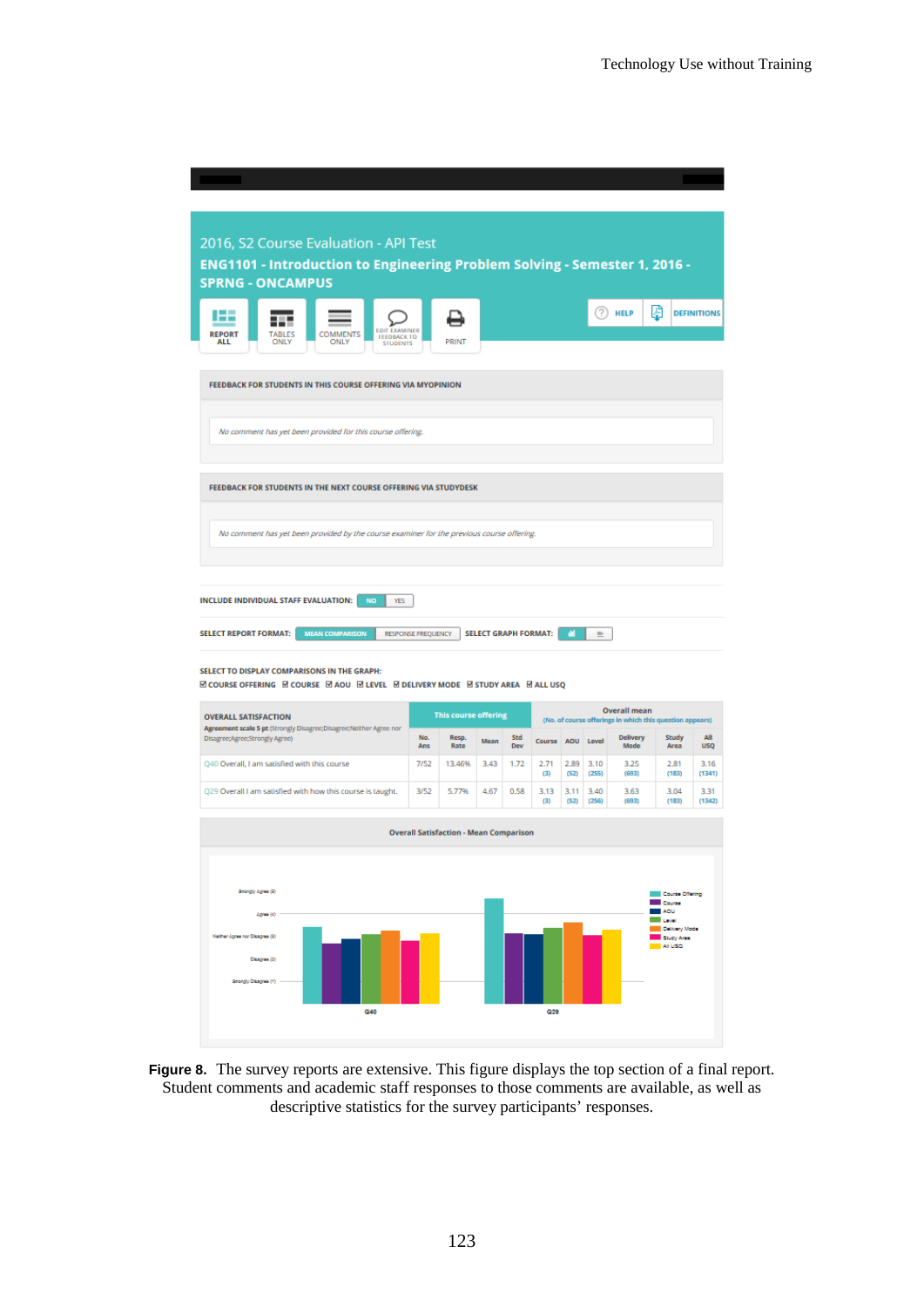2016, S2 Course Evaluation - API Test

**ENG1101 - Introduction to Engineering Problem Solving - Semester 1, 2016 - SPRNG - ONCAMPUS**

REPORT ALL | TABLES ONLY | COMMENTS ONLY | EDIT EXAMINER FEEDBACK TO STUDENTS | PRINT | HELP | DEFINITIONS

**FEEDBACK FOR STUDENTS IN THIS COURSE OFFERING VIA MYOPINION**

*No comment has yet been provided for this course offering.*

**FEEDBACK FOR STUDENTS IN THE NEXT COURSE OFFERING VIA STUDYDESK**

*No comment has yet been provided by the course examiner for the previous course offering.*

INCLUDE INDIVIDUAL STAFF EVALUATION: NO | YES

SELECT REPORT FORMAT: MEAN COMPARISON | RESPONSE FREQUENCY SELECT GRAPH FORMAT:

SELECT TO DISPLAY COMPARISONS IN THE GRAPH:
☑ COURSE OFFERING ☑ COURSE ☑ AOU ☑ LEVEL ☑ DELIVERY MODE ☑ STUDY AREA ☑ ALL USQ

| OVERALL SATISFACTION<br>Agreement scale 5 pt (Strongly Disagree;Disagree;Neither Agree nor Disagree;Agree;Strongly Agree) | This course offering | | | | Overall mean<br>(No. of course offerings in which this question appears) | | | | | | |
|---|---|---|---|---|---|---|---|---|---|---|---|
| | No. Ans | Resp. Rate | Mean | Std Dev | Course | AOU | Level | Delivery Mode | Study Area | All USQ |
| Q40 Overall, I am satisfied with this course | 7/52 | 13.46% | 3.43 | 1.72 | 2.71 (3) | 2.89 (52) | 3.10 (255) | 3.25 (693) | 2.81 (183) | 3.16 (1341) |
| Q29 Overall I am satisfied with how this course is taught. | 3/52 | 5.77% | 4.67 | 0.58 | 3.13 (3) | 3.11 (52) | 3.40 (256) | 3.63 (693) | 3.04 (183) | 3.31 (1342) |

**Overall Satisfaction - Mean Comparison**

**Figure 8.** The survey reports are extensive. This figure displays the top section of a final report. Student comments and academic staff responses to those comments are available, as well as descriptive statistics for the survey participants' responses.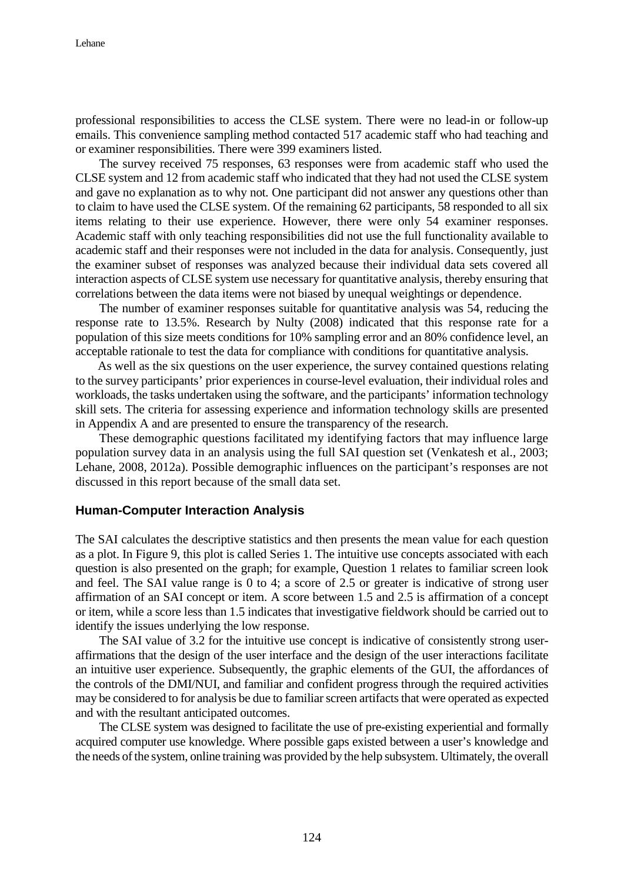professional responsibilities to access the CLSE system. There were no lead-in or follow-up emails. This convenience sampling method contacted 517 academic staff who had teaching and or examiner responsibilities. There were 399 examiners listed.

The survey received 75 responses, 63 responses were from academic staff who used the CLSE system and 12 from academic staff who indicated that they had not used the CLSE system and gave no explanation as to why not. One participant did not answer any questions other than to claim to have used the CLSE system. Of the remaining 62 participants, 58 responded to all six items relating to their use experience. However, there were only 54 examiner responses. Academic staff with only teaching responsibilities did not use the full functionality available to academic staff and their responses were not included in the data for analysis. Consequently, just the examiner subset of responses was analyzed because their individual data sets covered all interaction aspects of CLSE system use necessary for quantitative analysis, thereby ensuring that correlations between the data items were not biased by unequal weightings or dependence.

The number of examiner responses suitable for quantitative analysis was 54, reducing the response rate to 13.5%. Research by Nulty (2008) indicated that this response rate for a population of this size meets conditions for 10% sampling error and an 80% confidence level, an acceptable rationale to test the data for compliance with conditions for quantitative analysis.

As well as the six questions on the user experience, the survey contained questions relating to the survey participants' prior experiences in course-level evaluation, their individual roles and workloads, the tasks undertaken using the software, and the participants' information technology skill sets. The criteria for assessing experience and information technology skills are presented in Appendix A and are presented to ensure the transparency of the research.

These demographic questions facilitated my identifying factors that may influence large population survey data in an analysis using the full SAI question set (Venkatesh et al., 2003; Lehane, 2008, 2012a). Possible demographic influences on the participant's responses are not discussed in this report because of the small data set.

### Human-Computer Interaction Analysis

The SAI calculates the descriptive statistics and then presents the mean value for each question as a plot. In Figure 9, this plot is called Series 1. The intuitive use concepts associated with each question is also presented on the graph; for example, Question 1 relates to familiar screen look and feel. The SAI value range is 0 to 4; a score of 2.5 or greater is indicative of strong user affirmation of an SAI concept or item. A score between 1.5 and 2.5 is affirmation of a concept or item, while a score less than 1.5 indicates that investigative fieldwork should be carried out to identify the issues underlying the low response.

The SAI value of 3.2 for the intuitive use concept is indicative of consistently strong user-affirmations that the design of the user interface and the design of the user interactions facilitate an intuitive user experience. Subsequently, the graphic elements of the GUI, the affordances of the controls of the DMI/NUI, and familiar and confident progress through the required activities may be considered to for analysis be due to familiar screen artifacts that were operated as expected and with the resultant anticipated outcomes.

The CLSE system was designed to facilitate the use of pre-existing experiential and formally acquired computer use knowledge. Where possible gaps existed between a user's knowledge and the needs of the system, online training was provided by the help subsystem. Ultimately, the overall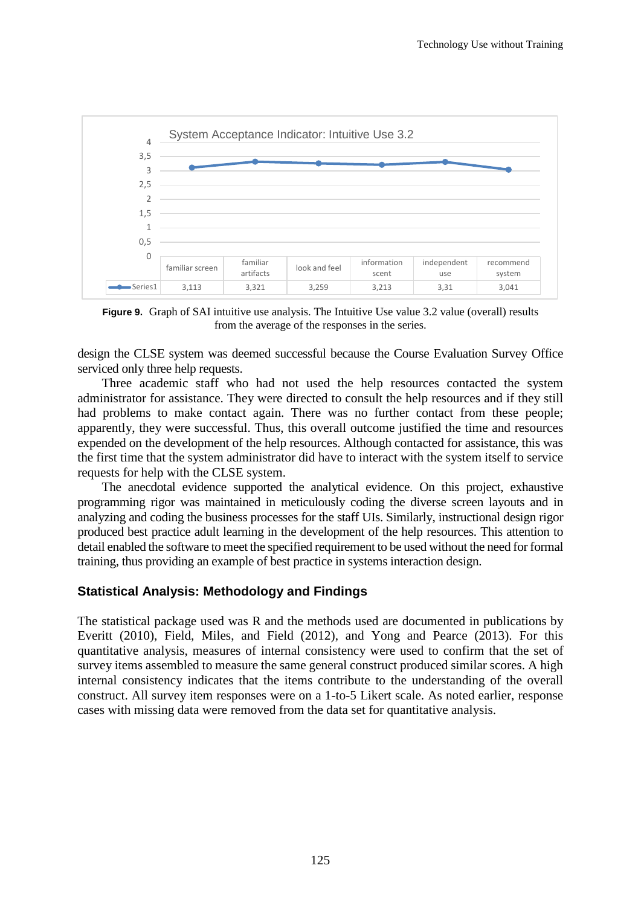| | familiar screen | familiar artifacts | look and feel | information scent | independent use | recommend system |
|---|---|---|---|---|---|---|
| Series1 | 3,113 | 3,321 | 3,259 | 3,213 | 3,31 | 3,041 |

**Figure 9.** Graph of SAI intuitive use analysis. The Intuitive Use value 3.2 value (overall) results from the average of the responses in the series.

design the CLSE system was deemed successful because the Course Evaluation Survey Office serviced only three help requests.

Three academic staff who had not used the help resources contacted the system administrator for assistance. They were directed to consult the help resources and if they still had problems to make contact again. There was no further contact from these people; apparently, they were successful. Thus, this overall outcome justified the time and resources expended on the development of the help resources. Although contacted for assistance, this was the first time that the system administrator did have to interact with the system itself to service requests for help with the CLSE system.

The anecdotal evidence supported the analytical evidence. On this project, exhaustive programming rigor was maintained in meticulously coding the diverse screen layouts and in analyzing and coding the business processes for the staff UIs. Similarly, instructional design rigor produced best practice adult learning in the development of the help resources. This attention to detail enabled the software to meet the specified requirement to be used without the need for formal training, thus providing an example of best practice in systems interaction design.

### Statistical Analysis: Methodology and Findings

The statistical package used was R and the methods used are documented in publications by Everitt (2010), Field, Miles, and Field (2012), and Yong and Pearce (2013). For this quantitative analysis, measures of internal consistency were used to confirm that the set of survey items assembled to measure the same general construct produced similar scores. A high internal consistency indicates that the items contribute to the understanding of the overall construct. All survey item responses were on a 1-to-5 Likert scale. As noted earlier, response cases with missing data were removed from the data set for quantitative analysis.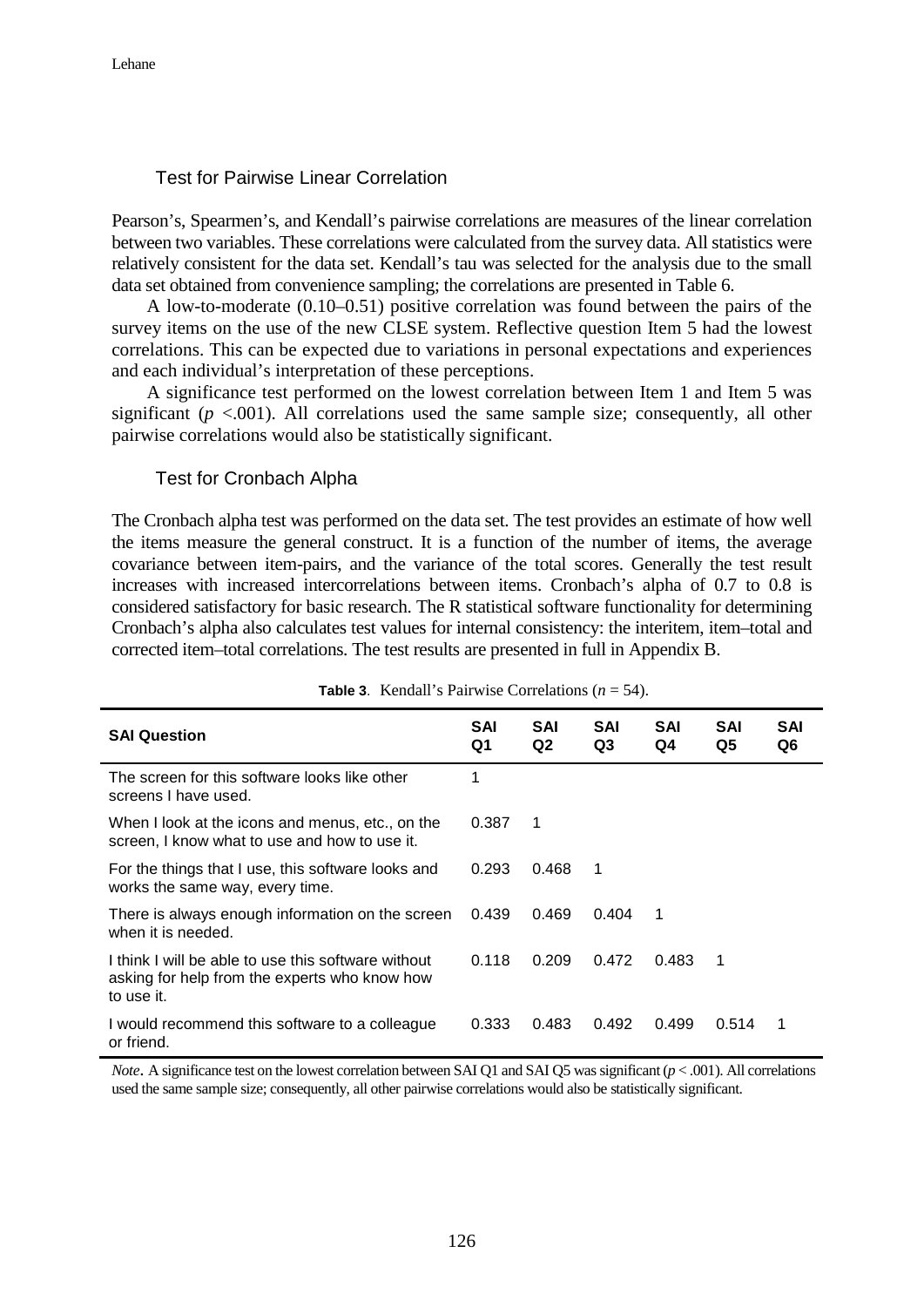### Test for Pairwise Linear Correlation

Pearson's, Spearmen's, and Kendall's pairwise correlations are measures of the linear correlation between two variables. These correlations were calculated from the survey data. All statistics were relatively consistent for the data set. Kendall's tau was selected for the analysis due to the small data set obtained from convenience sampling; the correlations are presented in Table 6.

A low-to-moderate (0.10–0.51) positive correlation was found between the pairs of the survey items on the use of the new CLSE system. Reflective question Item 5 had the lowest correlations. This can be expected due to variations in personal expectations and experiences and each individual's interpretation of these perceptions.

A significance test performed on the lowest correlation between Item 1 and Item 5 was significant ($p < .001$). All correlations used the same sample size; consequently, all other pairwise correlations would also be statistically significant.

### Test for Cronbach Alpha

The Cronbach alpha test was performed on the data set. The test provides an estimate of how well the items measure the general construct. It is a function of the number of items, the average covariance between item-pairs, and the variance of the total scores. Generally the test result increases with increased intercorrelations between items. Cronbach's alpha of 0.7 to 0.8 is considered satisfactory for basic research. The R statistical software functionality for determining Cronbach's alpha also calculates test values for internal consistency: the interitem, item–total and corrected item–total correlations. The test results are presented in full in Appendix B.

**Table 3**. Kendall's Pairwise Correlations ($n = 54$).

| SAI Question | SAI Q1 | SAI Q2 | SAI Q3 | SAI Q4 | SAI Q5 | SAI Q6 |
|---|---|---|---|---|---|---|
| The screen for this software looks like other screens I have used. | 1 | | | | | |
| When I look at the icons and menus, etc., on the screen, I know what to use and how to use it. | 0.387 | 1 | | | | |
| For the things that I use, this software looks and works the same way, every time. | 0.293 | 0.468 | 1 | | | |
| There is always enough information on the screen when it is needed. | 0.439 | 0.469 | 0.404 | 1 | | |
| I think I will be able to use this software without asking for help from the experts who know how to use it. | 0.118 | 0.209 | 0.472 | 0.483 | 1 | |
| I would recommend this software to a colleague or friend. | 0.333 | 0.483 | 0.492 | 0.499 | 0.514 | 1 |

*Note*. A significance test on the lowest correlation between SAI Q1 and SAI Q5 was significant ($p < .001$). All correlations used the same sample size; consequently, all other pairwise correlations would also be statistically significant.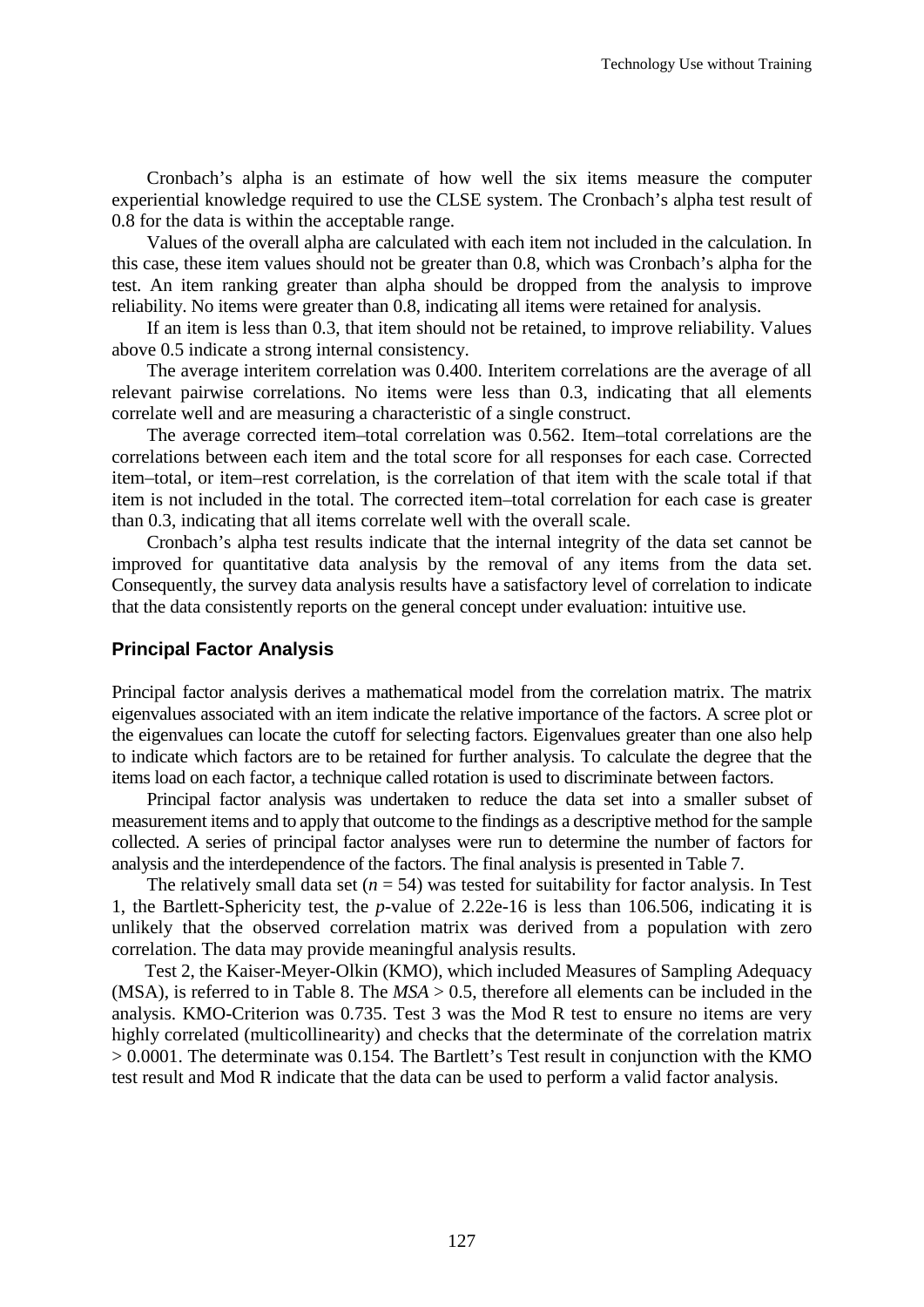Cronbach's alpha is an estimate of how well the six items measure the computer experiential knowledge required to use the CLSE system. The Cronbach's alpha test result of 0.8 for the data is within the acceptable range.

Values of the overall alpha are calculated with each item not included in the calculation. In this case, these item values should not be greater than 0.8, which was Cronbach's alpha for the test. An item ranking greater than alpha should be dropped from the analysis to improve reliability. No items were greater than 0.8, indicating all items were retained for analysis.

If an item is less than 0.3, that item should not be retained, to improve reliability. Values above 0.5 indicate a strong internal consistency.

The average interitem correlation was 0.400. Interitem correlations are the average of all relevant pairwise correlations. No items were less than 0.3, indicating that all elements correlate well and are measuring a characteristic of a single construct.

The average corrected item–total correlation was 0.562. Item–total correlations are the correlations between each item and the total score for all responses for each case. Corrected item–total, or item–rest correlation, is the correlation of that item with the scale total if that item is not included in the total. The corrected item–total correlation for each case is greater than 0.3, indicating that all items correlate well with the overall scale.

Cronbach's alpha test results indicate that the internal integrity of the data set cannot be improved for quantitative data analysis by the removal of any items from the data set. Consequently, the survey data analysis results have a satisfactory level of correlation to indicate that the data consistently reports on the general concept under evaluation: intuitive use.

### Principal Factor Analysis

Principal factor analysis derives a mathematical model from the correlation matrix. The matrix eigenvalues associated with an item indicate the relative importance of the factors. A scree plot or the eigenvalues can locate the cutoff for selecting factors. Eigenvalues greater than one also help to indicate which factors are to be retained for further analysis. To calculate the degree that the items load on each factor, a technique called rotation is used to discriminate between factors.

Principal factor analysis was undertaken to reduce the data set into a smaller subset of measurement items and to apply that outcome to the findings as a descriptive method for the sample collected. A series of principal factor analyses were run to determine the number of factors for analysis and the interdependence of the factors. The final analysis is presented in Table 7.

The relatively small data set ($n = 54$) was tested for suitability for factor analysis. In Test 1, the Bartlett-Sphericity test, the $p$-value of 2.22e-16 is less than 106.506, indicating it is unlikely that the observed correlation matrix was derived from a population with zero correlation. The data may provide meaningful analysis results.

Test 2, the Kaiser-Meyer-Olkin (KMO), which included Measures of Sampling Adequacy (MSA), is referred to in Table 8. The $MSA > 0.5$, therefore all elements can be included in the analysis. KMO-Criterion was 0.735. Test 3 was the Mod R test to ensure no items are very highly correlated (multicollinearity) and checks that the determinate of the correlation matrix $> 0.0001$. The determinate was 0.154. The Bartlett's Test result in conjunction with the KMO test result and Mod R indicate that the data can be used to perform a valid factor analysis.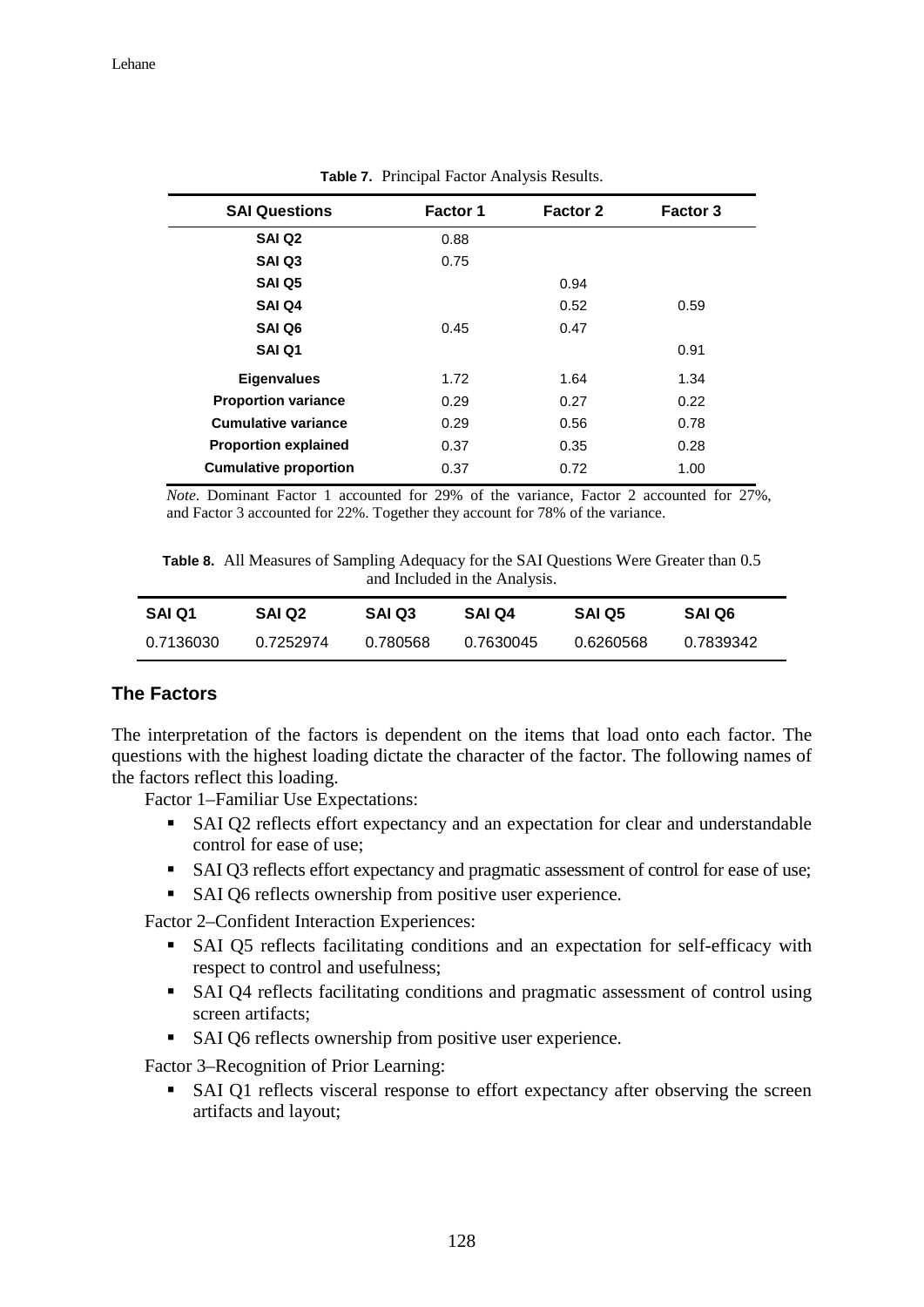**Table 7.** Principal Factor Analysis Results.

| SAI Questions | Factor 1 | Factor 2 | Factor 3 |
|---|---|---|---|
| SAI Q2 | 0.88 | | |
| SAI Q3 | 0.75 | | |
| SAI Q5 | | 0.94 | |
| SAI Q4 | | 0.52 | 0.59 |
| SAI Q6 | 0.45 | 0.47 | |
| SAI Q1 | | | 0.91 |
| **Eigenvalues** | 1.72 | 1.64 | 1.34 |
| **Proportion variance** | 0.29 | 0.27 | 0.22 |
| **Cumulative variance** | 0.29 | 0.56 | 0.78 |
| **Proportion explained** | 0.37 | 0.35 | 0.28 |
| **Cumulative proportion** | 0.37 | 0.72 | 1.00 |

*Note*. Dominant Factor 1 accounted for 29% of the variance, Factor 2 accounted for 27%, and Factor 3 accounted for 22%. Together they account for 78% of the variance.

**Table 8.** All Measures of Sampling Adequacy for the SAI Questions Were Greater than 0.5 and Included in the Analysis.

| SAI Q1 | SAI Q2 | SAI Q3 | SAI Q4 | SAI Q5 | SAI Q6 |
|---|---|---|---|---|---|
| 0.7136030 | 0.7252974 | 0.780568 | 0.7630045 | 0.6260568 | 0.7839342 |

## The Factors

The interpretation of the factors is dependent on the items that load onto each factor. The questions with the highest loading dictate the character of the factor. The following names of the factors reflect this loading.

Factor 1–Familiar Use Expectations:

- SAI Q2 reflects effort expectancy and an expectation for clear and understandable control for ease of use;
- SAI Q3 reflects effort expectancy and pragmatic assessment of control for ease of use;
- SAI Q6 reflects ownership from positive user experience.

Factor 2–Confident Interaction Experiences:

- SAI Q5 reflects facilitating conditions and an expectation for self-efficacy with respect to control and usefulness;
- SAI Q4 reflects facilitating conditions and pragmatic assessment of control using screen artifacts;
- SAI Q6 reflects ownership from positive user experience.

Factor 3–Recognition of Prior Learning:

- SAI Q1 reflects visceral response to effort expectancy after observing the screen artifacts and layout;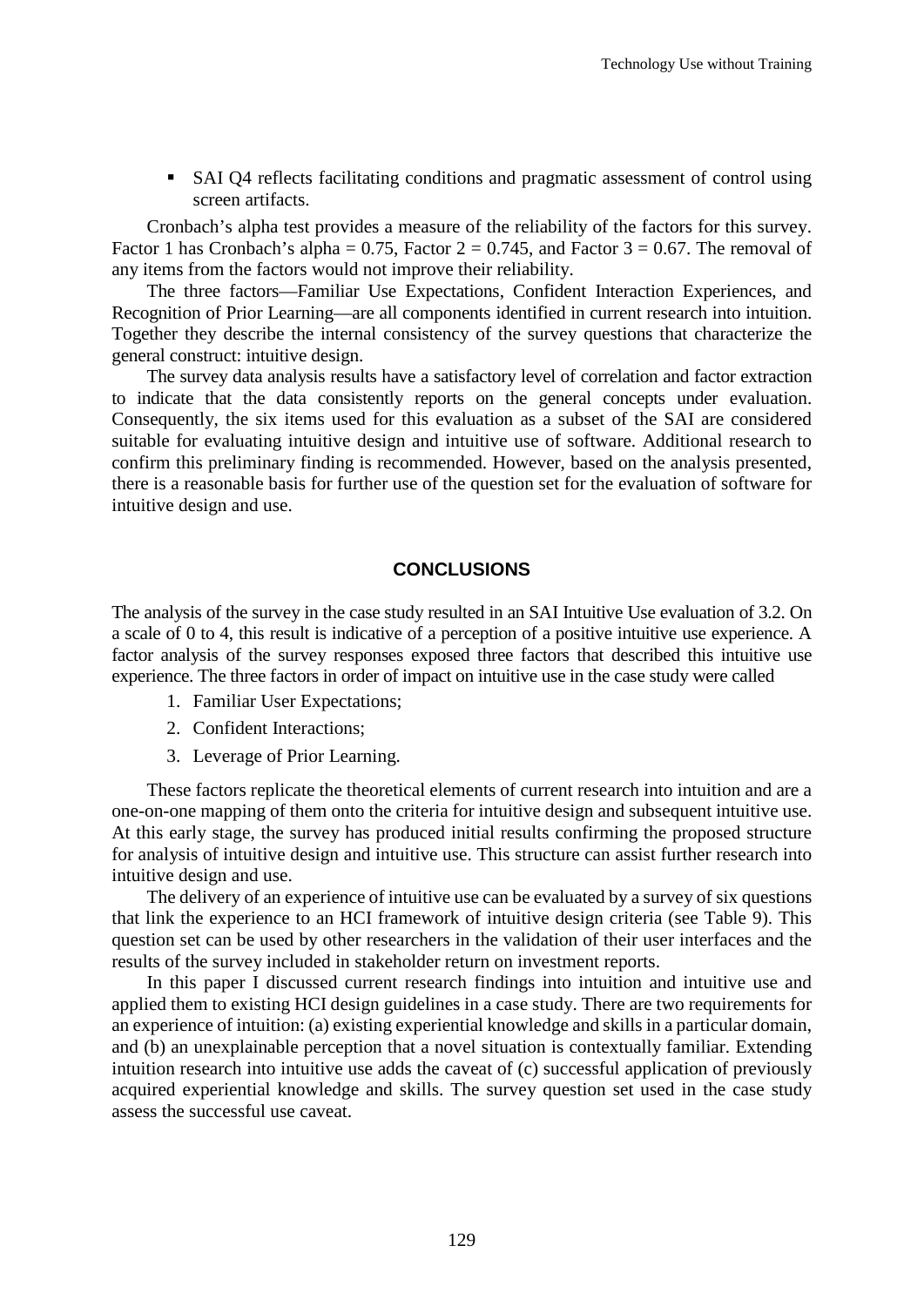- SAI Q4 reflects facilitating conditions and pragmatic assessment of control using screen artifacts.

Cronbach's alpha test provides a measure of the reliability of the factors for this survey. Factor 1 has Cronbach's alpha = 0.75, Factor 2 = 0.745, and Factor 3 = 0.67. The removal of any items from the factors would not improve their reliability.

The three factors—Familiar Use Expectations, Confident Interaction Experiences, and Recognition of Prior Learning—are all components identified in current research into intuition. Together they describe the internal consistency of the survey questions that characterize the general construct: intuitive design.

The survey data analysis results have a satisfactory level of correlation and factor extraction to indicate that the data consistently reports on the general concepts under evaluation. Consequently, the six items used for this evaluation as a subset of the SAI are considered suitable for evaluating intuitive design and intuitive use of software. Additional research to confirm this preliminary finding is recommended. However, based on the analysis presented, there is a reasonable basis for further use of the question set for the evaluation of software for intuitive design and use.

## CONCLUSIONS

The analysis of the survey in the case study resulted in an SAI Intuitive Use evaluation of 3.2. On a scale of 0 to 4, this result is indicative of a perception of a positive intuitive use experience. A factor analysis of the survey responses exposed three factors that described this intuitive use experience. The three factors in order of impact on intuitive use in the case study were called

1. Familiar User Expectations;
2. Confident Interactions;
3. Leverage of Prior Learning.

These factors replicate the theoretical elements of current research into intuition and are a one-on-one mapping of them onto the criteria for intuitive design and subsequent intuitive use. At this early stage, the survey has produced initial results confirming the proposed structure for analysis of intuitive design and intuitive use. This structure can assist further research into intuitive design and use.

The delivery of an experience of intuitive use can be evaluated by a survey of six questions that link the experience to an HCI framework of intuitive design criteria (see Table 9). This question set can be used by other researchers in the validation of their user interfaces and the results of the survey included in stakeholder return on investment reports.

In this paper I discussed current research findings into intuition and intuitive use and applied them to existing HCI design guidelines in a case study. There are two requirements for an experience of intuition: (a) existing experiential knowledge and skills in a particular domain, and (b) an unexplainable perception that a novel situation is contextually familiar. Extending intuition research into intuitive use adds the caveat of (c) successful application of previously acquired experiential knowledge and skills. The survey question set used in the case study assess the successful use caveat.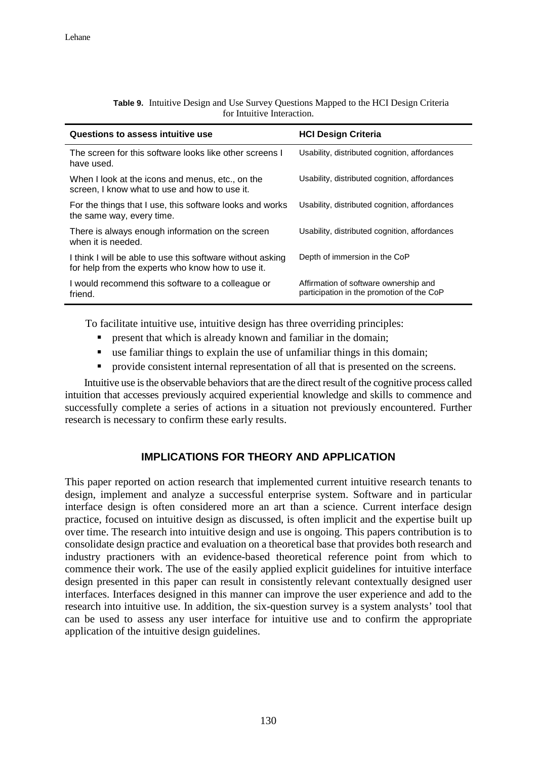**Table 9.** Intuitive Design and Use Survey Questions Mapped to the HCI Design Criteria for Intuitive Interaction.

| Questions to assess intuitive use | HCI Design Criteria |
|---|---|
| The screen for this software looks like other screens I have used. | Usability, distributed cognition, affordances |
| When I look at the icons and menus, etc., on the screen, I know what to use and how to use it. | Usability, distributed cognition, affordances |
| For the things that I use, this software looks and works the same way, every time. | Usability, distributed cognition, affordances |
| There is always enough information on the screen when it is needed. | Usability, distributed cognition, affordances |
| I think I will be able to use this software without asking for help from the experts who know how to use it. | Depth of immersion in the CoP |
| I would recommend this software to a colleague or friend. | Affirmation of software ownership and participation in the promotion of the CoP |

To facilitate intuitive use, intuitive design has three overriding principles:

- present that which is already known and familiar in the domain;
- use familiar things to explain the use of unfamiliar things in this domain;
- provide consistent internal representation of all that is presented on the screens.

Intuitive use is the observable behaviors that are the direct result of the cognitive process called intuition that accesses previously acquired experiential knowledge and skills to commence and successfully complete a series of actions in a situation not previously encountered. Further research is necessary to confirm these early results.

## IMPLICATIONS FOR THEORY AND APPLICATION

This paper reported on action research that implemented current intuitive research tenants to design, implement and analyze a successful enterprise system. Software and in particular interface design is often considered more an art than a science. Current interface design practice, focused on intuitive design as discussed, is often implicit and the expertise built up over time. The research into intuitive design and use is ongoing. This papers contribution is to consolidate design practice and evaluation on a theoretical base that provides both research and industry practioners with an evidence-based theoretical reference point from which to commence their work. The use of the easily applied explicit guidelines for intuitive interface design presented in this paper can result in consistently relevant contextually designed user interfaces. Interfaces designed in this manner can improve the user experience and add to the research into intuitive use. In addition, the six-question survey is a system analysts' tool that can be used to assess any user interface for intuitive use and to confirm the appropriate application of the intuitive design guidelines.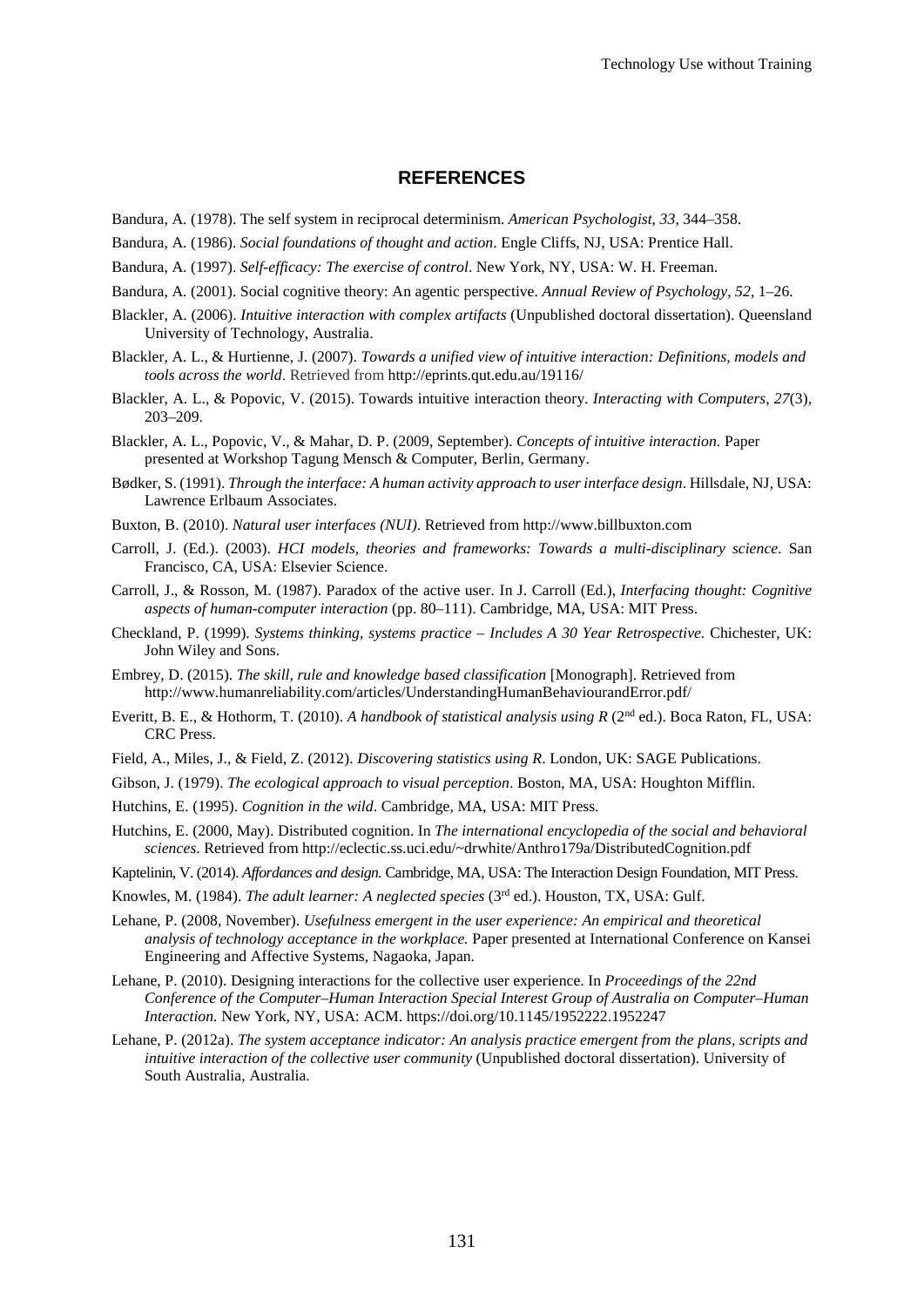## REFERENCES

Bandura, A. (1978). The self system in reciprocal determinism. *American Psychologist*, *33*, 344–358.

Bandura, A. (1986). *Social foundations of thought and action*. Engle Cliffs, NJ, USA: Prentice Hall.

Bandura, A. (1997). *Self-efficacy: The exercise of control*. New York, NY, USA: W. H. Freeman.

Bandura, A. (2001). Social cognitive theory: An agentic perspective. *Annual Review of Psychology*, *52*, 1–26.

Blackler, A. (2006). *Intuitive interaction with complex artifacts* (Unpublished doctoral dissertation). Queensland University of Technology, Australia.

Blackler, A. L., & Hurtienne, J. (2007). *Towards a unified view of intuitive interaction: Definitions, models and tools across the world*. Retrieved from http://eprints.qut.edu.au/19116/

Blackler, A. L., & Popovic, V. (2015). Towards intuitive interaction theory. *Interacting with Computers, 27*(3), 203–209.

Blackler, A. L., Popovic, V., & Mahar, D. P. (2009, September). *Concepts of intuitive interaction.* Paper presented at Workshop Tagung Mensch & Computer, Berlin, Germany.

Bødker, S. (1991). *Through the interface: A human activity approach to user interface design*. Hillsdale, NJ, USA: Lawrence Erlbaum Associates.

Buxton, B. (2010). *Natural user interfaces (NUI)*. Retrieved from http://www.billbuxton.com

Carroll, J. (Ed.). (2003). *HCI models, theories and frameworks: Towards a multi-disciplinary science*. San Francisco, CA, USA: Elsevier Science.

Carroll, J., & Rosson, M. (1987). Paradox of the active user. In J. Carroll (Ed.), *Interfacing thought: Cognitive aspects of human-computer interaction* (pp. 80–111). Cambridge, MA, USA: MIT Press.

Checkland, P. (1999). *Systems thinking, systems practice – Includes A 30 Year Retrospective.* Chichester, UK: John Wiley and Sons.

Embrey, D. (2015). *The skill, rule and knowledge based classification* [Monograph]. Retrieved from http://www.humanreliability.com/articles/UnderstandingHumanBehaviourandError.pdf/

Everitt, B. E., & Hothorm, T. (2010). *A handbook of statistical analysis using R* (2nd ed.). Boca Raton, FL, USA: CRC Press.

Field, A., Miles, J., & Field, Z. (2012). *Discovering statistics using R*. London, UK: SAGE Publications.

Gibson, J. (1979). *The ecological approach to visual perception*. Boston, MA, USA: Houghton Mifflin.

Hutchins, E. (1995). *Cognition in the wild*. Cambridge, MA, USA: MIT Press.

Hutchins, E. (2000, May). Distributed cognition. In *The international encyclopedia of the social and behavioral sciences*. Retrieved from http://eclectic.ss.uci.edu/~drwhite/Anthro179a/DistributedCognition.pdf

Kaptelinin, V. (2014). *Affordances and design.* Cambridge, MA, USA: The Interaction Design Foundation, MIT Press.

Knowles, M. (1984). *The adult learner: A neglected species* (3rd ed.). Houston, TX, USA: Gulf.

Lehane, P. (2008, November). *Usefulness emergent in the user experience: An empirical and theoretical analysis of technology acceptance in the workplace.* Paper presented at International Conference on Kansei Engineering and Affective Systems, Nagaoka, Japan.

Lehane, P. (2010). Designing interactions for the collective user experience. In *Proceedings of the 22nd Conference of the Computer–Human Interaction Special Interest Group of Australia on Computer–Human Interaction.* New York, NY, USA: ACM. https://doi.org/10.1145/1952222.1952247

Lehane, P. (2012a). *The system acceptance indicator: An analysis practice emergent from the plans, scripts and intuitive interaction of the collective user community* (Unpublished doctoral dissertation). University of South Australia, Australia.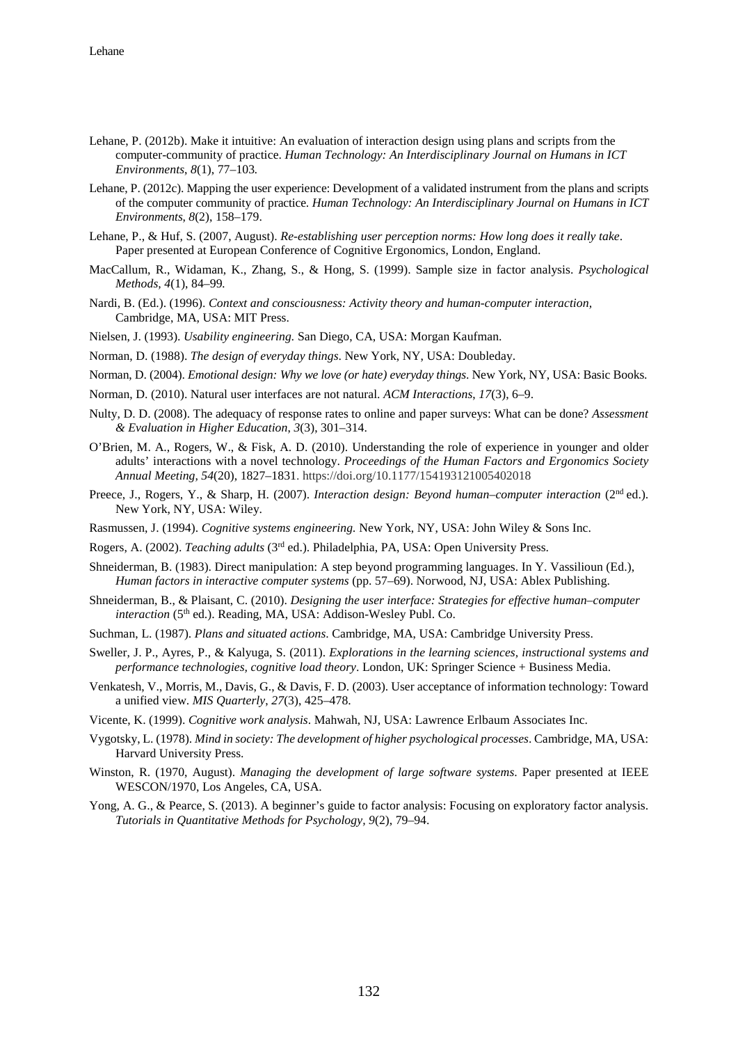Lehane, P. (2012b). Make it intuitive: An evaluation of interaction design using plans and scripts from the computer-community of practice. *Human Technology: An Interdisciplinary Journal on Humans in ICT Environments*, *8*(1), 77–103.

Lehane, P. (2012c). Mapping the user experience: Development of a validated instrument from the plans and scripts of the computer community of practice. *Human Technology: An Interdisciplinary Journal on Humans in ICT Environments*, *8*(2), 158–179.

Lehane, P., & Huf, S. (2007, August). *Re-establishing user perception norms: How long does it really take*. Paper presented at European Conference of Cognitive Ergonomics, London, England.

MacCallum, R., Widaman, K., Zhang, S., & Hong, S. (1999). Sample size in factor analysis. *Psychological Methods*, *4*(1), 84–99.

Nardi, B. (Ed.). (1996). *Context and consciousness: Activity theory and human-computer interaction*, Cambridge, MA, USA: MIT Press.

Nielsen, J. (1993). *Usability engineering.* San Diego, CA, USA: Morgan Kaufman.

Norman, D. (1988). *The design of everyday things*. New York, NY, USA: Doubleday.

Norman, D. (2004). *Emotional design: Why we love (or hate) everyday things*. New York, NY, USA: Basic Books.

Norman, D. (2010). Natural user interfaces are not natural. *ACM Interactions*, *17*(3), 6–9.

Nulty, D. D. (2008). The adequacy of response rates to online and paper surveys: What can be done? *Assessment & Evaluation in Higher Education*, *3*(3), 301–314.

O'Brien, M. A., Rogers, W., & Fisk, A. D. (2010). Understanding the role of experience in younger and older adults' interactions with a novel technology. *Proceedings of the Human Factors and Ergonomics Society Annual Meeting, 54*(20), 1827–1831. https://doi.org/10.1177/154193121005402018

Preece, J., Rogers, Y., & Sharp, H. (2007). *Interaction design: Beyond human–computer interaction* (2nd ed.). New York, NY, USA: Wiley.

Rasmussen, J. (1994). *Cognitive systems engineering.* New York, NY, USA: John Wiley & Sons Inc.

Rogers, A. (2002). *Teaching adults* (3rd ed.). Philadelphia, PA, USA: Open University Press.

Shneiderman, B. (1983). Direct manipulation: A step beyond programming languages. In Y. Vassilioun (Ed.), *Human factors in interactive computer systems* (pp. 57–69). Norwood, NJ, USA: Ablex Publishing.

Shneiderman, B., & Plaisant, C. (2010). *Designing the user interface: Strategies for effective human–computer interaction* (5th ed.). Reading, MA, USA: Addison-Wesley Publ. Co.

Suchman, L. (1987). *Plans and situated actions*. Cambridge, MA, USA: Cambridge University Press.

Sweller, J. P., Ayres, P., & Kalyuga, S. (2011). *Explorations in the learning sciences, instructional systems and performance technologies, cognitive load theory*. London, UK: Springer Science + Business Media.

Venkatesh, V., Morris, M., Davis, G., & Davis, F. D. (2003). User acceptance of information technology: Toward a unified view. *MIS Quarterly*, *27*(3), 425–478.

Vicente, K. (1999). *Cognitive work analysis*. Mahwah, NJ, USA: Lawrence Erlbaum Associates Inc.

Vygotsky, L. (1978). *Mind in society: The development of higher psychological processes*. Cambridge, MA, USA: Harvard University Press.

Winston, R. (1970, August). *Managing the development of large software systems*. Paper presented at IEEE WESCON/1970, Los Angeles, CA, USA.

Yong, A. G., & Pearce, S. (2013). A beginner's guide to factor analysis: Focusing on exploratory factor analysis. *Tutorials in Quantitative Methods for Psychology*, *9*(2), 79–94.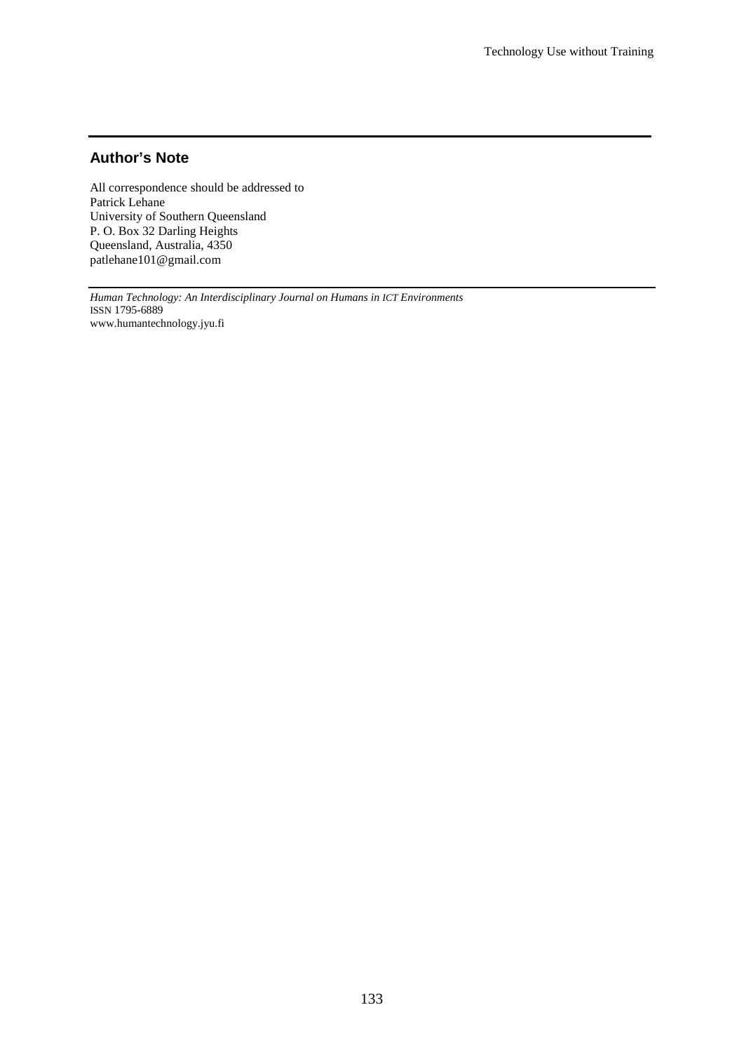## Author's Note

All correspondence should be addressed to  
Patrick Lehane  
University of Southern Queensland  
P. O. Box 32 Darling Heights  
Queensland, Australia, 4350  
patlehane101@gmail.com

*Human Technology: An Interdisciplinary Journal on Humans in ICT Environments*  
ISSN 1795-6889  
www.humantechnology.jyu.fi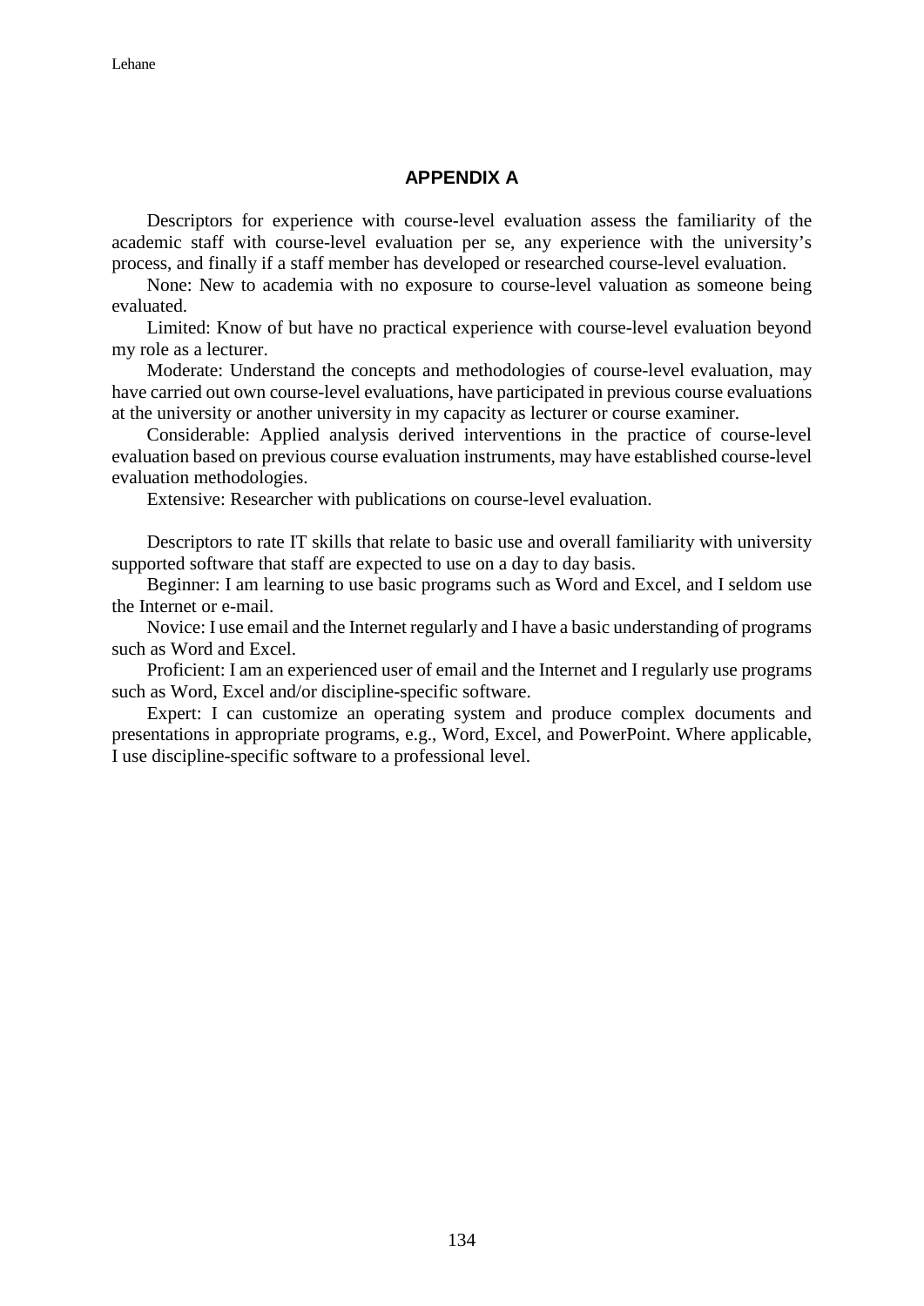## APPENDIX A

Descriptors for experience with course-level evaluation assess the familiarity of the academic staff with course-level evaluation per se, any experience with the university's process, and finally if a staff member has developed or researched course-level evaluation.

None: New to academia with no exposure to course-level valuation as someone being evaluated.

Limited: Know of but have no practical experience with course-level evaluation beyond my role as a lecturer.

Moderate: Understand the concepts and methodologies of course-level evaluation, may have carried out own course-level evaluations, have participated in previous course evaluations at the university or another university in my capacity as lecturer or course examiner.

Considerable: Applied analysis derived interventions in the practice of course-level evaluation based on previous course evaluation instruments, may have established course-level evaluation methodologies.

Extensive: Researcher with publications on course-level evaluation.

Descriptors to rate IT skills that relate to basic use and overall familiarity with university supported software that staff are expected to use on a day to day basis.

Beginner: I am learning to use basic programs such as Word and Excel, and I seldom use the Internet or e-mail.

Novice: I use email and the Internet regularly and I have a basic understanding of programs such as Word and Excel.

Proficient: I am an experienced user of email and the Internet and I regularly use programs such as Word, Excel and/or discipline-specific software.

Expert: I can customize an operating system and produce complex documents and presentations in appropriate programs, e.g., Word, Excel, and PowerPoint. Where applicable, I use discipline-specific software to a professional level.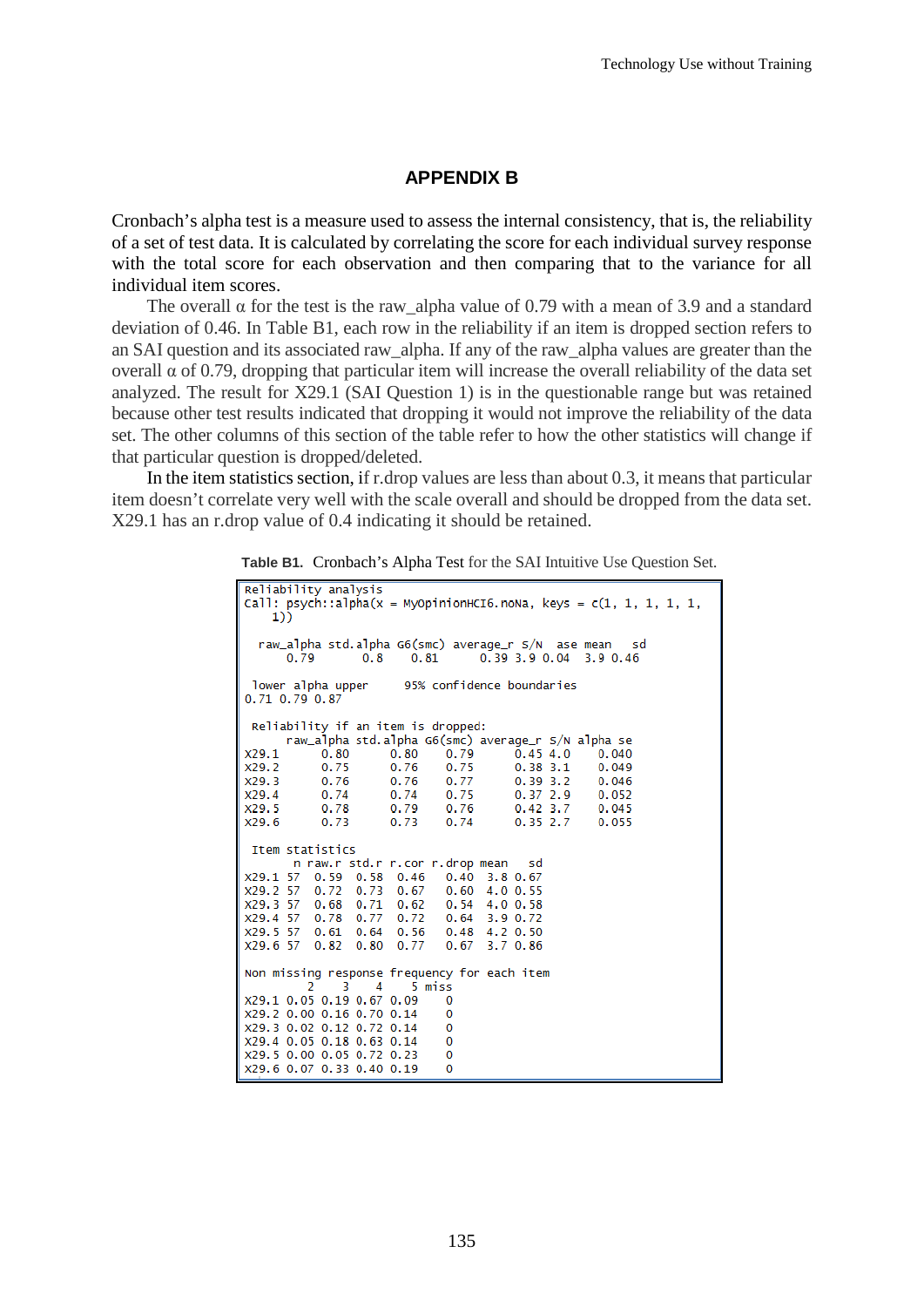## APPENDIX B

Cronbach's alpha test is a measure used to assess the internal consistency, that is, the reliability of a set of test data. It is calculated by correlating the score for each individual survey response with the total score for each observation and then comparing that to the variance for all individual item scores.

The overall α for the test is the raw_alpha value of 0.79 with a mean of 3.9 and a standard deviation of 0.46. In Table B1, each row in the reliability if an item is dropped section refers to an SAI question and its associated raw_alpha. If any of the raw_alpha values are greater than the overall α of 0.79, dropping that particular item will increase the overall reliability of the data set analyzed. The result for X29.1 (SAI Question 1) is in the questionable range but was retained because other test results indicated that dropping it would not improve the reliability of the data set. The other columns of this section of the table refer to how the other statistics will change if that particular question is dropped/deleted.

In the item statistics section, if r.drop values are less than about 0.3, it means that particular item doesn't correlate very well with the scale overall and should be dropped from the data set. X29.1 has an r.drop value of 0.4 indicating it should be retained.

**Table B1.** Cronbach's Alpha Test for the SAI Intuitive Use Question Set.

```
Reliability analysis
Call: psych::alpha(x = MyOpinionHCI6.noNa, keys = c(1, 1, 1, 1, 1,
    1))

  raw_alpha std.alpha G6(smc) average_r S/N  ase mean   sd
      0.79       0.8    0.81      0.39 3.9 0.04  3.9 0.46

 lower alpha upper     95% confidence boundaries
0.71 0.79 0.87

 Reliability if an item is dropped:
      raw_alpha std.alpha G6(smc) average_r S/N alpha se
X29.1      0.80      0.80    0.79      0.45 4.0    0.040
X29.2      0.75      0.76    0.75      0.38 3.1    0.049
X29.3      0.76      0.76    0.77      0.39 3.2    0.046
X29.4      0.74      0.74    0.75      0.37 2.9    0.052
X29.5      0.78      0.79    0.76      0.42 3.7    0.045
X29.6      0.73      0.73    0.74      0.35 2.7    0.055

 Item statistics
       n raw.r std.r r.cor r.drop mean   sd
X29.1 57  0.59  0.58  0.46   0.40  3.8 0.67
X29.2 57  0.72  0.73  0.67   0.60  4.0 0.55
X29.3 57  0.68  0.71  0.62   0.54  4.0 0.58
X29.4 57  0.78  0.77  0.72   0.64  3.9 0.72
X29.5 57  0.61  0.64  0.56   0.48  4.2 0.50
X29.6 57  0.82  0.80  0.77   0.67  3.7 0.86

Non missing response frequency for each item
         2    3    4    5 miss
X29.1 0.05 0.19 0.67 0.09    0
X29.2 0.00 0.16 0.70 0.14    0
X29.3 0.02 0.12 0.72 0.14    0
X29.4 0.05 0.18 0.63 0.14    0
X29.5 0.00 0.05 0.72 0.23    0
X29.6 0.07 0.33 0.40 0.19    0
```